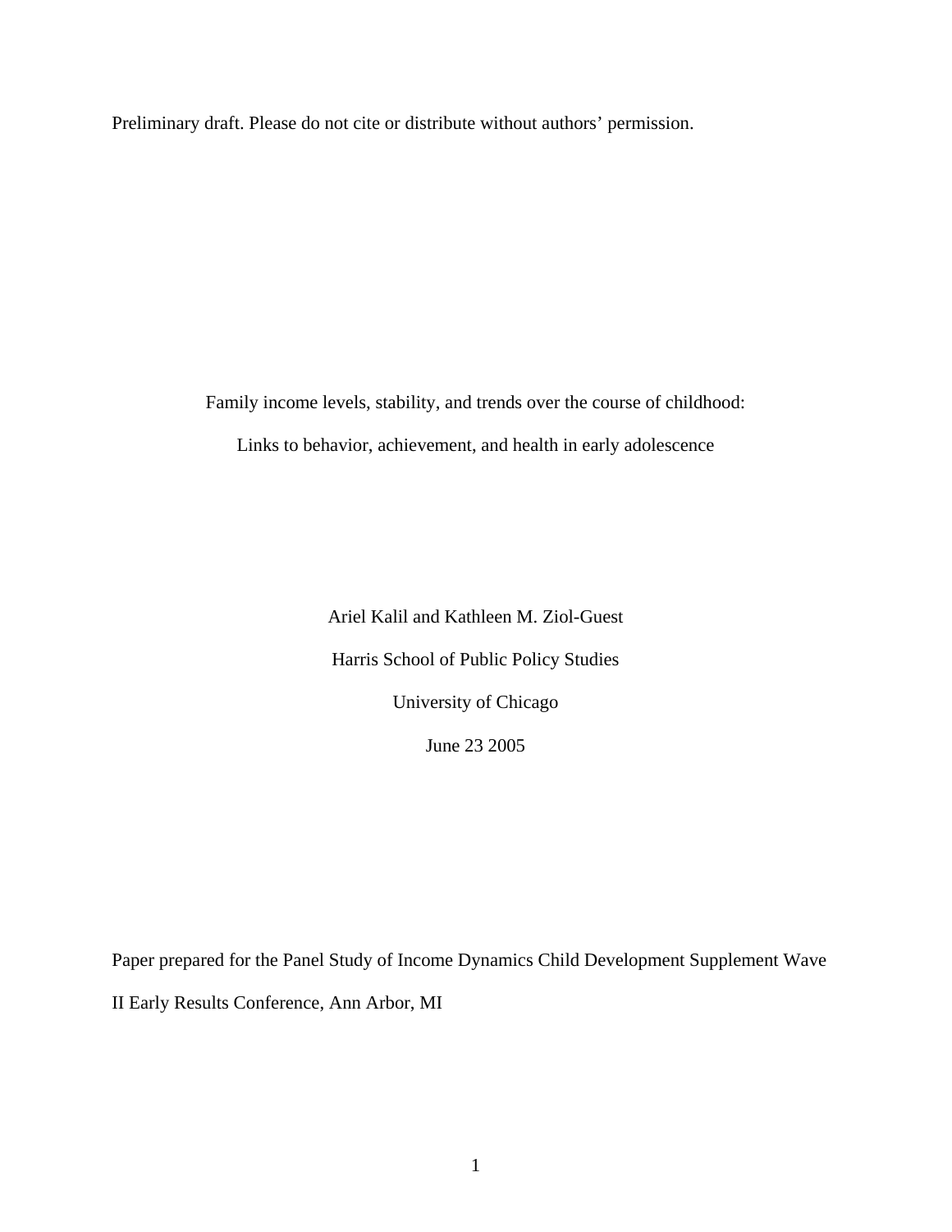Preliminary draft. Please do not cite or distribute without authors' permission.

# Family income levels, stability, and trends over the course of childhood:

# Links to behavior, achievement, and health in early adolescence

Ariel Kalil and Kathleen M. Ziol-Guest

Harris School of Public Policy Studies

University of Chicago

June 23 2005

Paper prepared for the Panel Study of Income Dynamics Child Development Supplement Wave II Early Results Conference, Ann Arbor, MI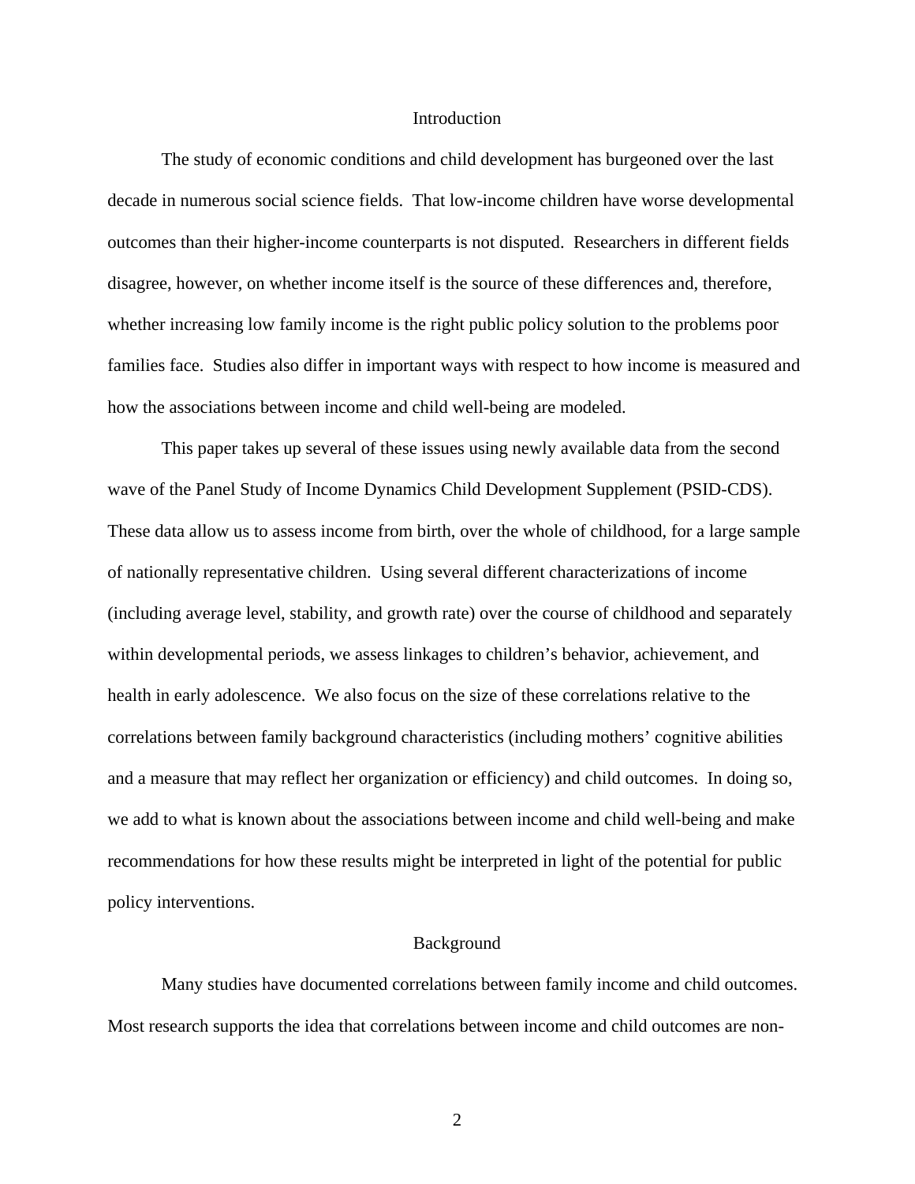## Introduction

The study of economic conditions and child development has burgeoned over the last decade in numerous social science fields. That low-income children have worse developmental outcomes than their higher-income counterparts is not disputed. Researchers in different fields disagree, however, on whether income itself is the source of these differences and, therefore, whether increasing low family income is the right public policy solution to the problems poor families face. Studies also differ in important ways with respect to how income is measured and how the associations between income and child well-being are modeled.

This paper takes up several of these issues using newly available data from the second wave of the Panel Study of Income Dynamics Child Development Supplement (PSID-CDS). These data allow us to assess income from birth, over the whole of childhood, for a large sample of nationally representative children. Using several different characterizations of income (including average level, stability, and growth rate) over the course of childhood and separately within developmental periods, we assess linkages to children's behavior, achievement, and health in early adolescence. We also focus on the size of these correlations relative to the correlations between family background characteristics (including mothers' cognitive abilities and a measure that may reflect her organization or efficiency) and child outcomes. In doing so, we add to what is known about the associations between income and child well-being and make recommendations for how these results might be interpreted in light of the potential for public policy interventions.

## Background

Many studies have documented correlations between family income and child outcomes. Most research supports the idea that correlations between income and child outcomes are non-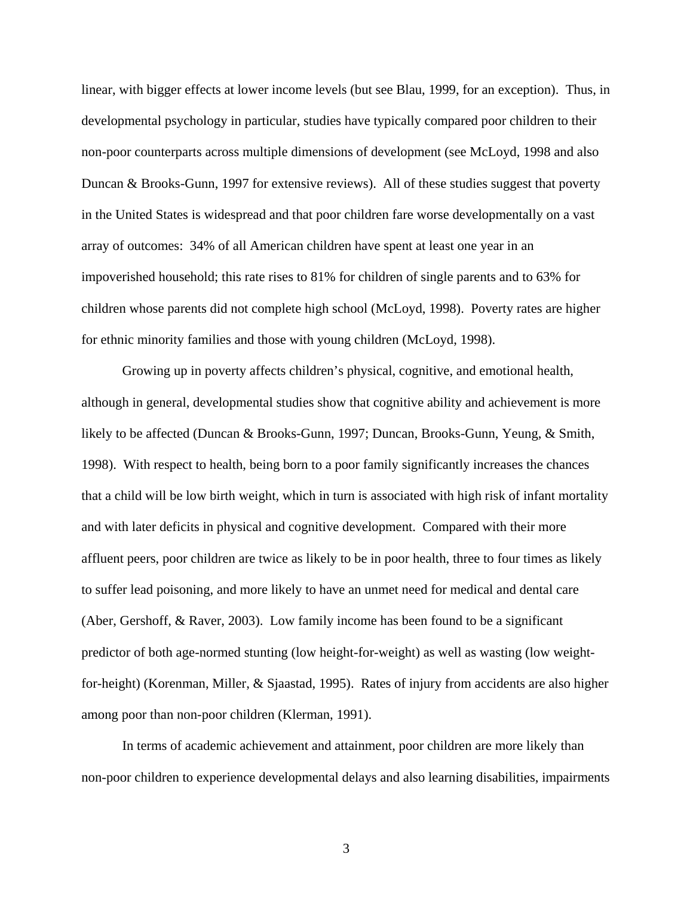linear, with bigger effects at lower income levels (but see Blau, 1999, for an exception). Thus, in developmental psychology in particular, studies have typically compared poor children to their non-poor counterparts across multiple dimensions of development (see McLoyd, 1998 and also Duncan & Brooks-Gunn, 1997 for extensive reviews). All of these studies suggest that poverty in the United States is widespread and that poor children fare worse developmentally on a vast array of outcomes: 34% of all American children have spent at least one year in an impoverished household; this rate rises to 81% for children of single parents and to 63% for children whose parents did not complete high school (McLoyd, 1998). Poverty rates are higher for ethnic minority families and those with young children (McLoyd, 1998).

Growing up in poverty affects children's physical, cognitive, and emotional health, although in general, developmental studies show that cognitive ability and achievement is more likely to be affected (Duncan & Brooks-Gunn, 1997; Duncan, Brooks-Gunn, Yeung, & Smith, 1998). With respect to health, being born to a poor family significantly increases the chances that a child will be low birth weight, which in turn is associated with high risk of infant mortality and with later deficits in physical and cognitive development. Compared with their more affluent peers, poor children are twice as likely to be in poor health, three to four times as likely to suffer lead poisoning, and more likely to have an unmet need for medical and dental care (Aber, Gershoff, & Raver, 2003). Low family income has been found to be a significant predictor of both age-normed stunting (low height-for-weight) as well as wasting (low weight-for-height) (Korenman, Miller, & Sjaastad, 1995). Rates of injury from accidents are also higher among poor than non-poor children (Klerman, 1991).

In terms of academic achievement and attainment, poor children are more likely than non-poor children to experience developmental delays and also learning disabilities, impairments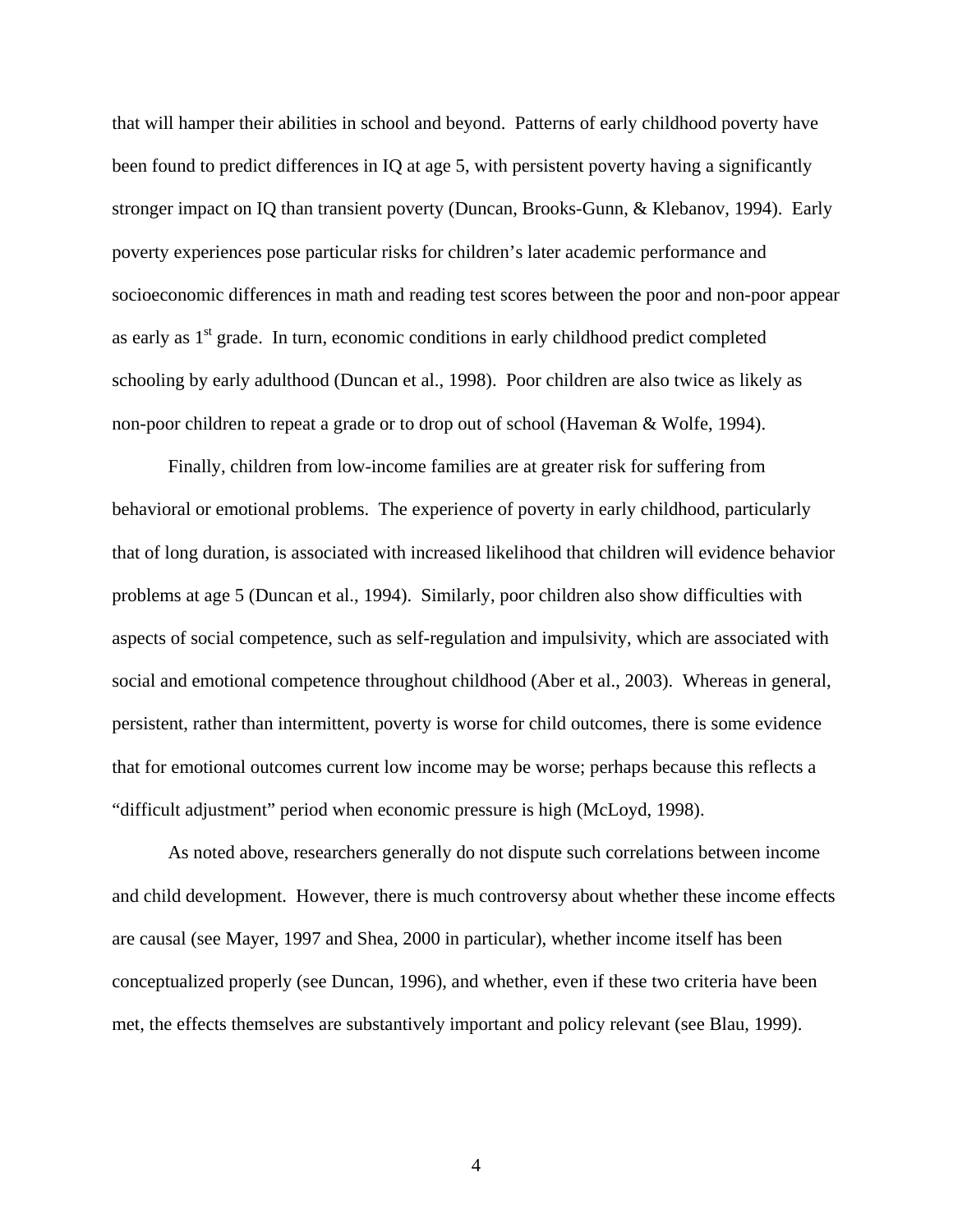that will hamper their abilities in school and beyond. Patterns of early childhood poverty have been found to predict differences in IQ at age 5, with persistent poverty having a significantly stronger impact on IQ than transient poverty (Duncan, Brooks-Gunn, & Klebanov, 1994). Early poverty experiences pose particular risks for children's later academic performance and socioeconomic differences in math and reading test scores between the poor and non-poor appear as early as 1st grade. In turn, economic conditions in early childhood predict completed schooling by early adulthood (Duncan et al., 1998). Poor children are also twice as likely as non-poor children to repeat a grade or to drop out of school (Haveman & Wolfe, 1994).

Finally, children from low-income families are at greater risk for suffering from behavioral or emotional problems. The experience of poverty in early childhood, particularly that of long duration, is associated with increased likelihood that children will evidence behavior problems at age 5 (Duncan et al., 1994). Similarly, poor children also show difficulties with aspects of social competence, such as self-regulation and impulsivity, which are associated with social and emotional competence throughout childhood (Aber et al., 2003). Whereas in general, persistent, rather than intermittent, poverty is worse for child outcomes, there is some evidence that for emotional outcomes current low income may be worse; perhaps because this reflects a "difficult adjustment" period when economic pressure is high (McLoyd, 1998).

As noted above, researchers generally do not dispute such correlations between income and child development. However, there is much controversy about whether these income effects are causal (see Mayer, 1997 and Shea, 2000 in particular), whether income itself has been conceptualized properly (see Duncan, 1996), and whether, even if these two criteria have been met, the effects themselves are substantively important and policy relevant (see Blau, 1999).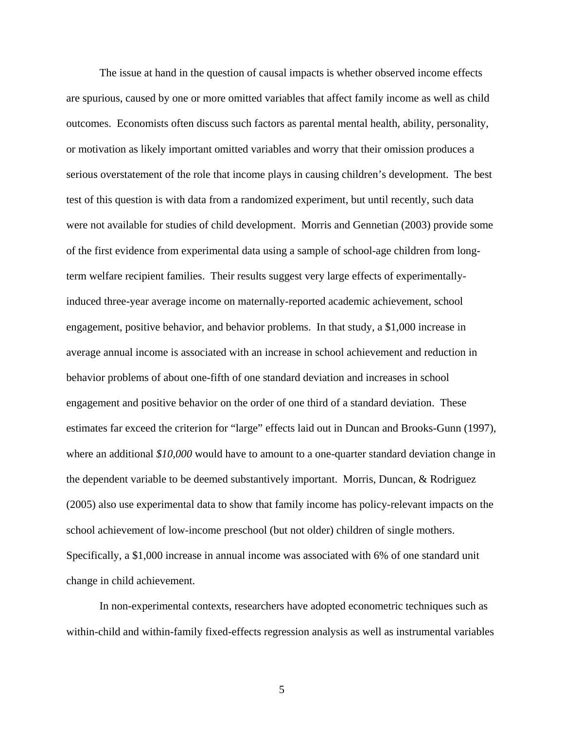The issue at hand in the question of causal impacts is whether observed income effects are spurious, caused by one or more omitted variables that affect family income as well as child outcomes. Economists often discuss such factors as parental mental health, ability, personality, or motivation as likely important omitted variables and worry that their omission produces a serious overstatement of the role that income plays in causing children's development. The best test of this question is with data from a randomized experiment, but until recently, such data were not available for studies of child development. Morris and Gennetian (2003) provide some of the first evidence from experimental data using a sample of school-age children from long-term welfare recipient families. Their results suggest very large effects of experimentally-induced three-year average income on maternally-reported academic achievement, school engagement, positive behavior, and behavior problems. In that study, a $1,000 increase in average annual income is associated with an increase in school achievement and reduction in behavior problems of about one-fifth of one standard deviation and increases in school engagement and positive behavior on the order of one third of a standard deviation. These estimates far exceed the criterion for "large" effects laid out in Duncan and Brooks-Gunn (1997), where an additional *$10,000* would have to amount to a one-quarter standard deviation change in the dependent variable to be deemed substantively important. Morris, Duncan, & Rodriguez (2005) also use experimental data to show that family income has policy-relevant impacts on the school achievement of low-income preschool (but not older) children of single mothers. Specifically, a $1,000 increase in annual income was associated with 6% of one standard unit change in child achievement.

In non-experimental contexts, researchers have adopted econometric techniques such as within-child and within-family fixed-effects regression analysis as well as instrumental variables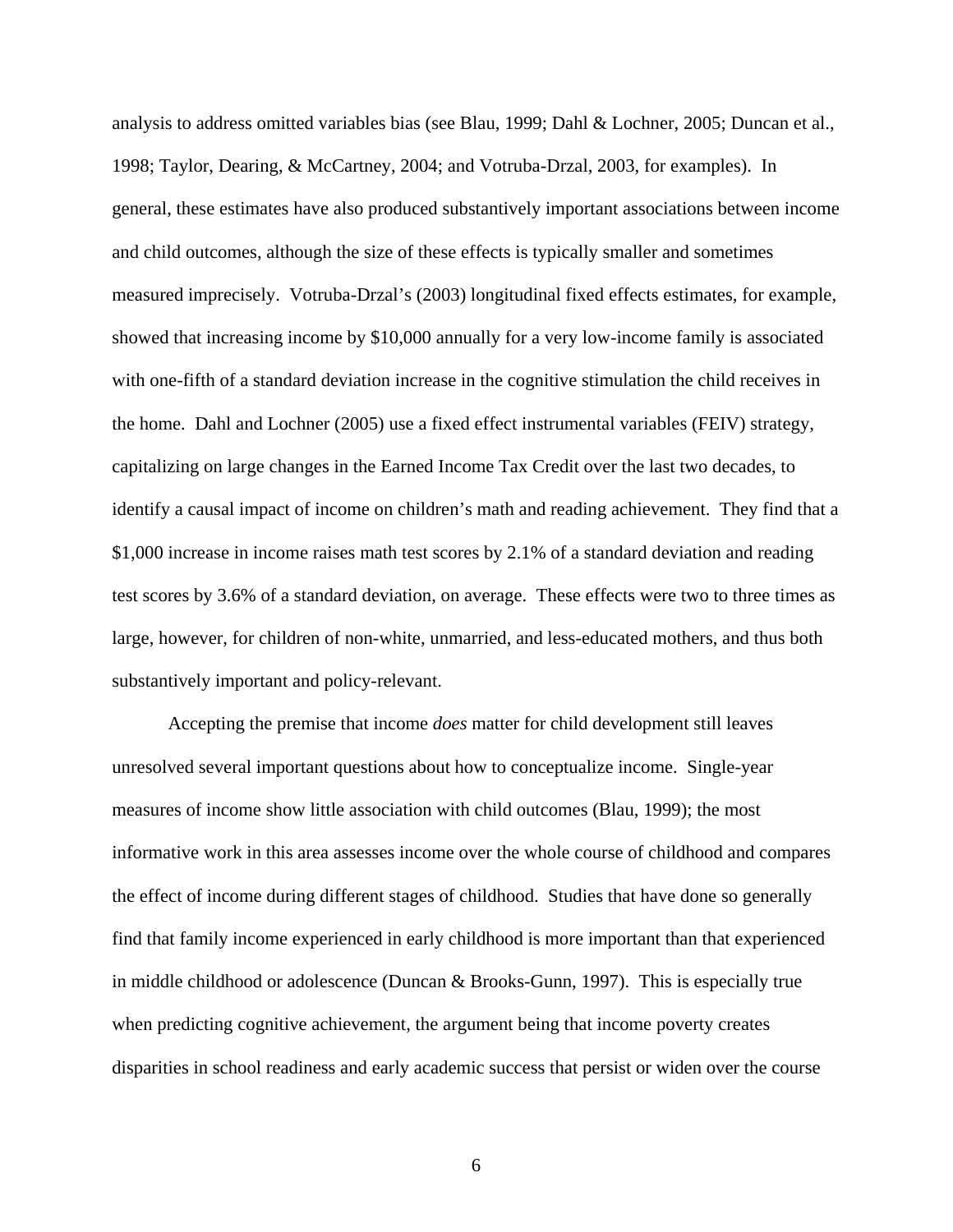analysis to address omitted variables bias (see Blau, 1999; Dahl & Lochner, 2005; Duncan et al., 1998; Taylor, Dearing, & McCartney, 2004; and Votruba-Drzal, 2003, for examples). In general, these estimates have also produced substantively important associations between income and child outcomes, although the size of these effects is typically smaller and sometimes measured imprecisely. Votruba-Drzal's (2003) longitudinal fixed effects estimates, for example, showed that increasing income by $10,000 annually for a very low-income family is associated with one-fifth of a standard deviation increase in the cognitive stimulation the child receives in the home. Dahl and Lochner (2005) use a fixed effect instrumental variables (FEIV) strategy, capitalizing on large changes in the Earned Income Tax Credit over the last two decades, to identify a causal impact of income on children's math and reading achievement. They find that a $1,000 increase in income raises math test scores by 2.1% of a standard deviation and reading test scores by 3.6% of a standard deviation, on average. These effects were two to three times as large, however, for children of non-white, unmarried, and less-educated mothers, and thus both substantively important and policy-relevant.

Accepting the premise that income *does* matter for child development still leaves unresolved several important questions about how to conceptualize income. Single-year measures of income show little association with child outcomes (Blau, 1999); the most informative work in this area assesses income over the whole course of childhood and compares the effect of income during different stages of childhood. Studies that have done so generally find that family income experienced in early childhood is more important than that experienced in middle childhood or adolescence (Duncan & Brooks-Gunn, 1997). This is especially true when predicting cognitive achievement, the argument being that income poverty creates disparities in school readiness and early academic success that persist or widen over the course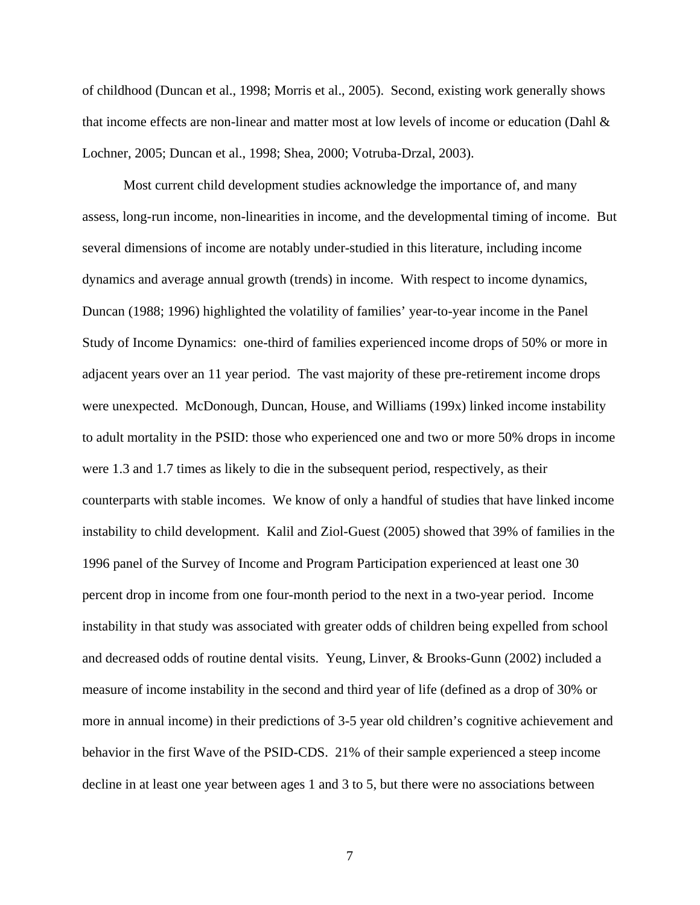of childhood (Duncan et al., 1998; Morris et al., 2005). Second, existing work generally shows that income effects are non-linear and matter most at low levels of income or education (Dahl & Lochner, 2005; Duncan et al., 1998; Shea, 2000; Votruba-Drzal, 2003).

Most current child development studies acknowledge the importance of, and many assess, long-run income, non-linearities in income, and the developmental timing of income. But several dimensions of income are notably under-studied in this literature, including income dynamics and average annual growth (trends) in income. With respect to income dynamics, Duncan (1988; 1996) highlighted the volatility of families' year-to-year income in the Panel Study of Income Dynamics: one-third of families experienced income drops of 50% or more in adjacent years over an 11 year period. The vast majority of these pre-retirement income drops were unexpected. McDonough, Duncan, House, and Williams (199x) linked income instability to adult mortality in the PSID: those who experienced one and two or more 50% drops in income were 1.3 and 1.7 times as likely to die in the subsequent period, respectively, as their counterparts with stable incomes. We know of only a handful of studies that have linked income instability to child development. Kalil and Ziol-Guest (2005) showed that 39% of families in the 1996 panel of the Survey of Income and Program Participation experienced at least one 30 percent drop in income from one four-month period to the next in a two-year period. Income instability in that study was associated with greater odds of children being expelled from school and decreased odds of routine dental visits. Yeung, Linver, & Brooks-Gunn (2002) included a measure of income instability in the second and third year of life (defined as a drop of 30% or more in annual income) in their predictions of 3-5 year old children's cognitive achievement and behavior in the first Wave of the PSID-CDS. 21% of their sample experienced a steep income decline in at least one year between ages 1 and 3 to 5, but there were no associations between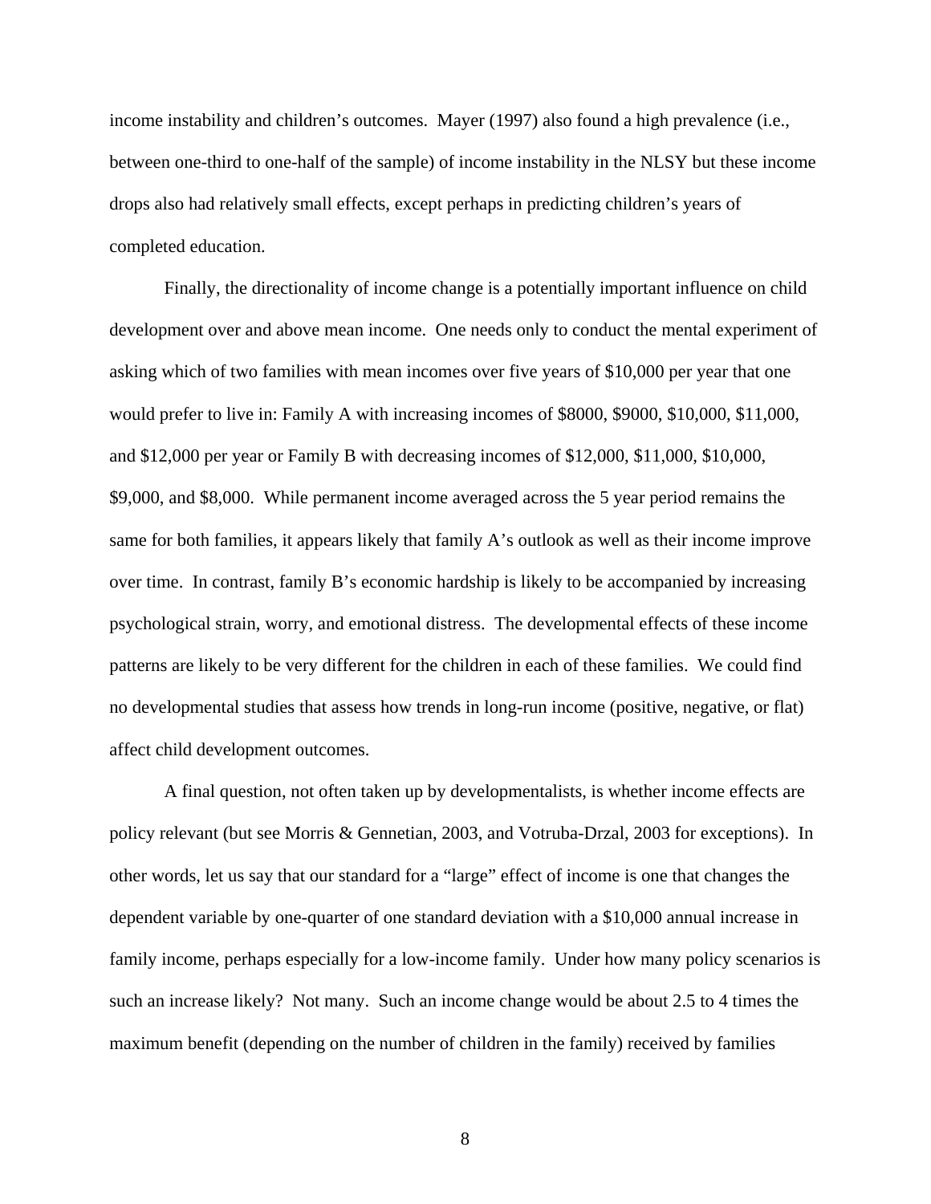income instability and children's outcomes. Mayer (1997) also found a high prevalence (i.e., between one-third to one-half of the sample) of income instability in the NLSY but these income drops also had relatively small effects, except perhaps in predicting children's years of completed education.

Finally, the directionality of income change is a potentially important influence on child development over and above mean income. One needs only to conduct the mental experiment of asking which of two families with mean incomes over five years of $10,000 per year that one would prefer to live in: Family A with increasing incomes of $8000, $9000, $10,000, $11,000, and $12,000 per year or Family B with decreasing incomes of $12,000, $11,000, $10,000, $9,000, and $8,000. While permanent income averaged across the 5 year period remains the same for both families, it appears likely that family A's outlook as well as their income improve over time. In contrast, family B's economic hardship is likely to be accompanied by increasing psychological strain, worry, and emotional distress. The developmental effects of these income patterns are likely to be very different for the children in each of these families. We could find no developmental studies that assess how trends in long-run income (positive, negative, or flat) affect child development outcomes.

A final question, not often taken up by developmentalists, is whether income effects are policy relevant (but see Morris & Gennetian, 2003, and Votruba-Drzal, 2003 for exceptions). In other words, let us say that our standard for a "large" effect of income is one that changes the dependent variable by one-quarter of one standard deviation with a $10,000 annual increase in family income, perhaps especially for a low-income family. Under how many policy scenarios is such an increase likely? Not many. Such an income change would be about 2.5 to 4 times the maximum benefit (depending on the number of children in the family) received by families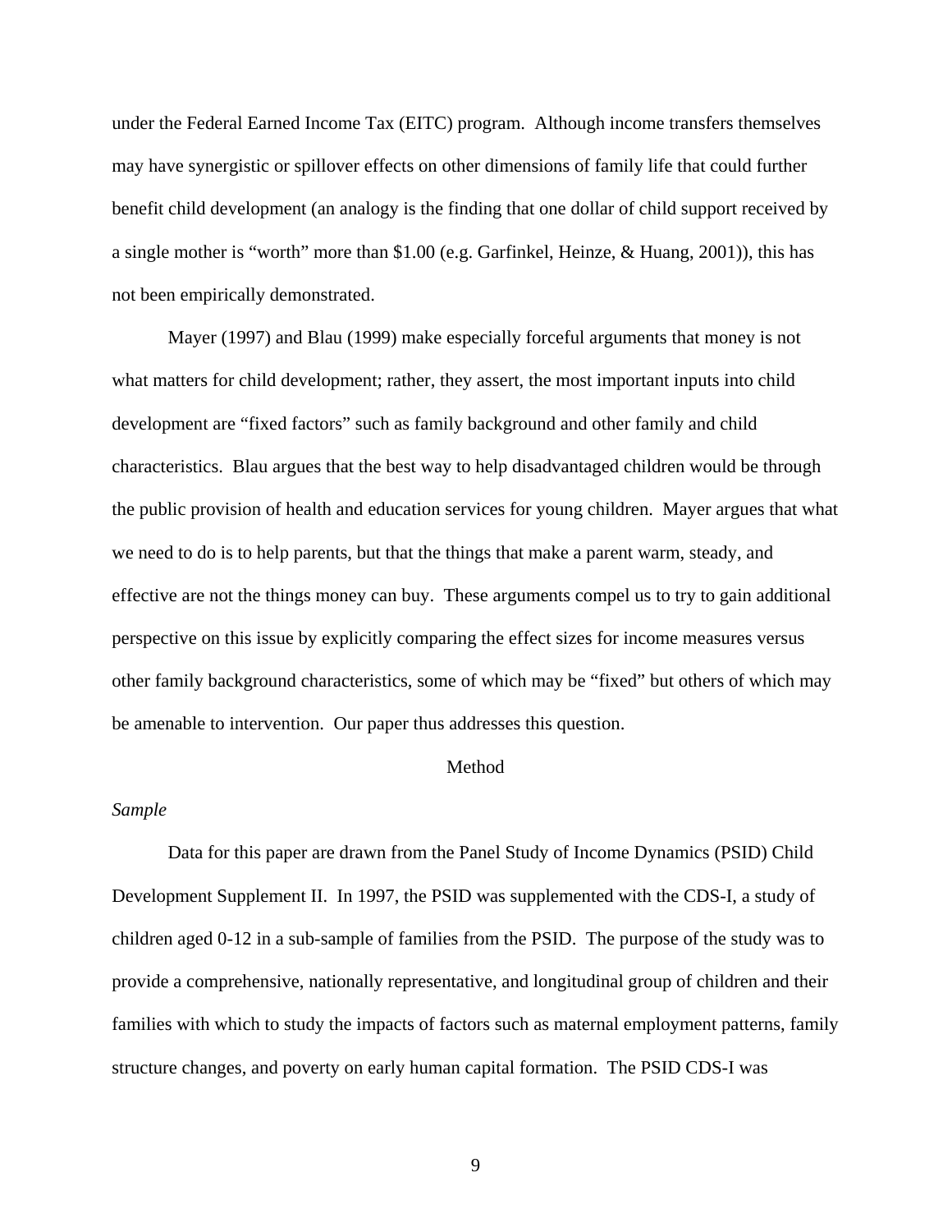under the Federal Earned Income Tax (EITC) program. Although income transfers themselves may have synergistic or spillover effects on other dimensions of family life that could further benefit child development (an analogy is the finding that one dollar of child support received by a single mother is "worth" more than $1.00 (e.g. Garfinkel, Heinze, & Huang, 2001)), this has not been empirically demonstrated.

Mayer (1997) and Blau (1999) make especially forceful arguments that money is not what matters for child development; rather, they assert, the most important inputs into child development are "fixed factors" such as family background and other family and child characteristics. Blau argues that the best way to help disadvantaged children would be through the public provision of health and education services for young children. Mayer argues that what we need to do is to help parents, but that the things that make a parent warm, steady, and effective are not the things money can buy. These arguments compel us to try to gain additional perspective on this issue by explicitly comparing the effect sizes for income measures versus other family background characteristics, some of which may be "fixed" but others of which may be amenable to intervention. Our paper thus addresses this question.

## Method

### *Sample*

Data for this paper are drawn from the Panel Study of Income Dynamics (PSID) Child Development Supplement II. In 1997, the PSID was supplemented with the CDS-I, a study of children aged 0-12 in a sub-sample of families from the PSID. The purpose of the study was to provide a comprehensive, nationally representative, and longitudinal group of children and their families with which to study the impacts of factors such as maternal employment patterns, family structure changes, and poverty on early human capital formation. The PSID CDS-I was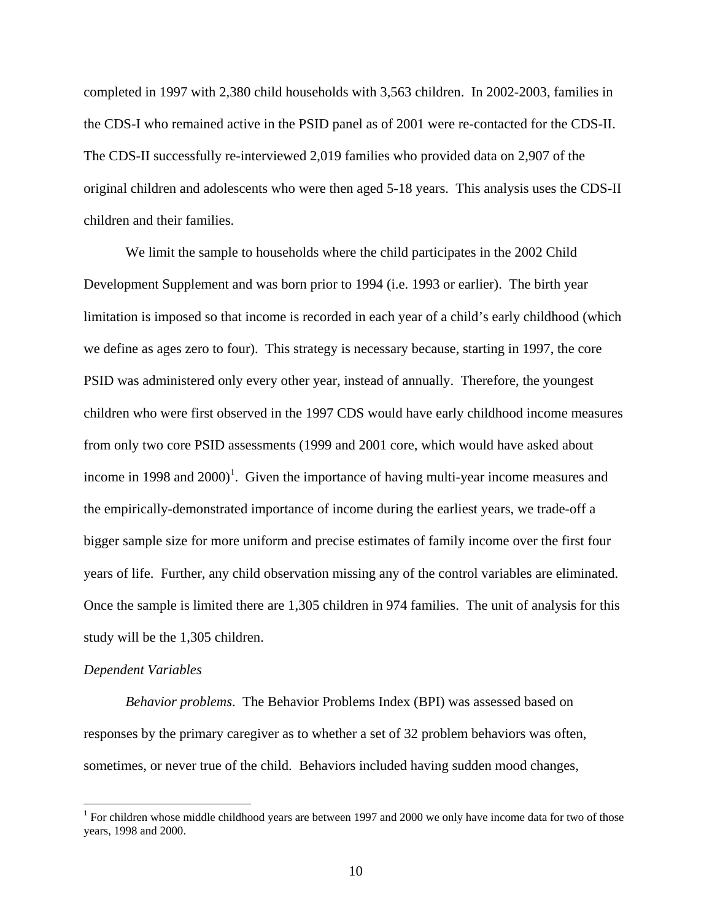completed in 1997 with 2,380 child households with 3,563 children. In 2002-2003, families in the CDS-I who remained active in the PSID panel as of 2001 were re-contacted for the CDS-II. The CDS-II successfully re-interviewed 2,019 families who provided data on 2,907 of the original children and adolescents who were then aged 5-18 years. This analysis uses the CDS-II children and their families.

We limit the sample to households where the child participates in the 2002 Child Development Supplement and was born prior to 1994 (i.e. 1993 or earlier). The birth year limitation is imposed so that income is recorded in each year of a child's early childhood (which we define as ages zero to four). This strategy is necessary because, starting in 1997, the core PSID was administered only every other year, instead of annually. Therefore, the youngest children who were first observed in the 1997 CDS would have early childhood income measures from only two core PSID assessments (1999 and 2001 core, which would have asked about income in 1998 and 2000)[1]. Given the importance of having multi-year income measures and the empirically-demonstrated importance of income during the earliest years, we trade-off a bigger sample size for more uniform and precise estimates of family income over the first four years of life. Further, any child observation missing any of the control variables are eliminated. Once the sample is limited there are 1,305 children in 974 families. The unit of analysis for this study will be the 1,305 children.

*Dependent Variables*

*Behavior problems*. The Behavior Problems Index (BPI) was assessed based on responses by the primary caregiver as to whether a set of 32 problem behaviors was often, sometimes, or never true of the child. Behaviors included having sudden mood changes,

---

[1] For children whose middle childhood years are between 1997 and 2000 we only have income data for two of those years, 1998 and 2000.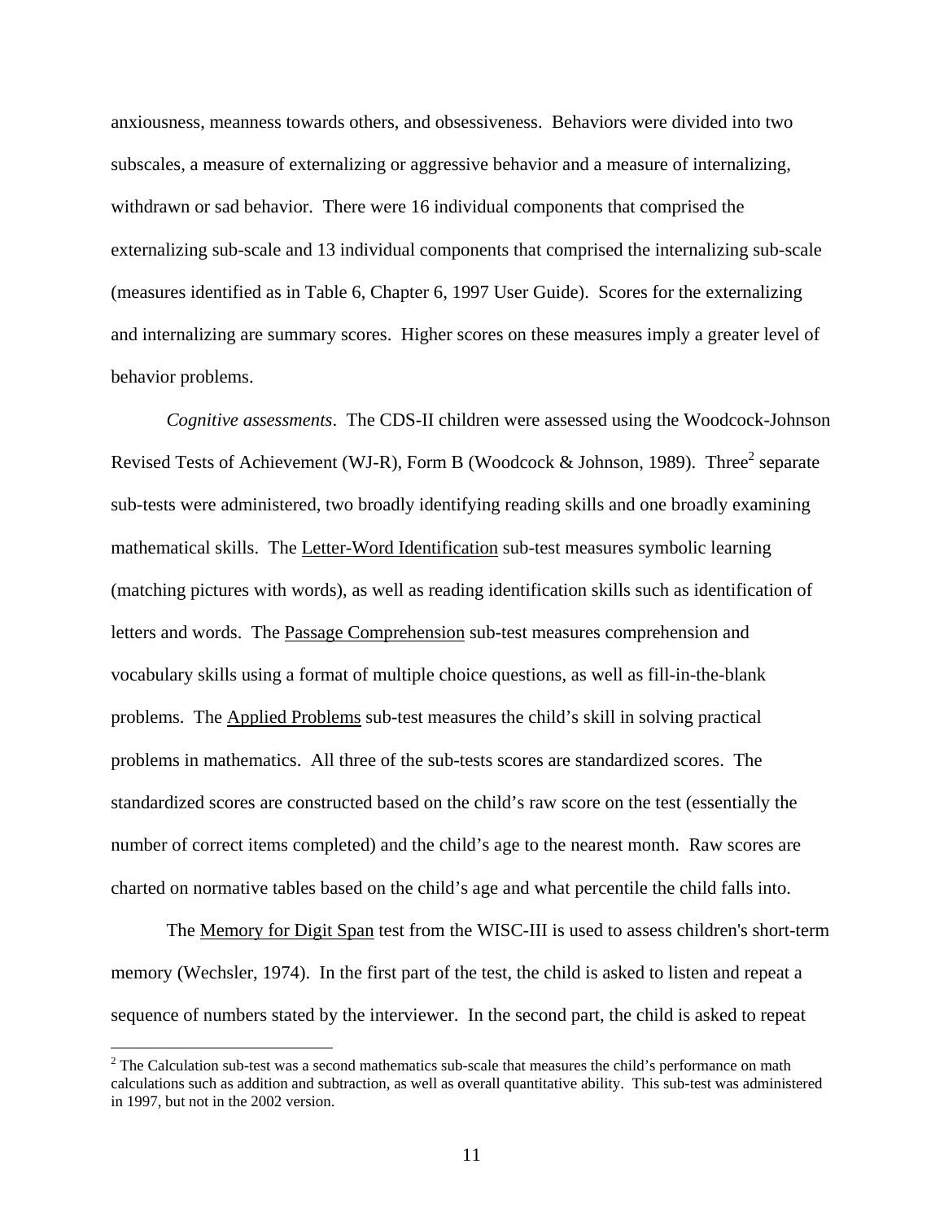anxiousness, meanness towards others, and obsessiveness. Behaviors were divided into two subscales, a measure of externalizing or aggressive behavior and a measure of internalizing, withdrawn or sad behavior. There were 16 individual components that comprised the externalizing sub-scale and 13 individual components that comprised the internalizing sub-scale (measures identified as in Table 6, Chapter 6, 1997 User Guide). Scores for the externalizing and internalizing are summary scores. Higher scores on these measures imply a greater level of behavior problems.

*Cognitive assessments*. The CDS-II children were assessed using the Woodcock-Johnson Revised Tests of Achievement (WJ-R), Form B (Woodcock & Johnson, 1989). Three[2] separate sub-tests were administered, two broadly identifying reading skills and one broadly examining mathematical skills. The Letter-Word Identification sub-test measures symbolic learning (matching pictures with words), as well as reading identification skills such as identification of letters and words. The Passage Comprehension sub-test measures comprehension and vocabulary skills using a format of multiple choice questions, as well as fill-in-the-blank problems. The Applied Problems sub-test measures the child's skill in solving practical problems in mathematics. All three of the sub-tests scores are standardized scores. The standardized scores are constructed based on the child's raw score on the test (essentially the number of correct items completed) and the child's age to the nearest month. Raw scores are charted on normative tables based on the child's age and what percentile the child falls into.

The Memory for Digit Span test from the WISC-III is used to assess children's short-term memory (Wechsler, 1974). In the first part of the test, the child is asked to listen and repeat a sequence of numbers stated by the interviewer. In the second part, the child is asked to repeat

[2] The Calculation sub-test was a second mathematics sub-scale that measures the child's performance on math calculations such as addition and subtraction, as well as overall quantitative ability. This sub-test was administered in 1997, but not in the 2002 version.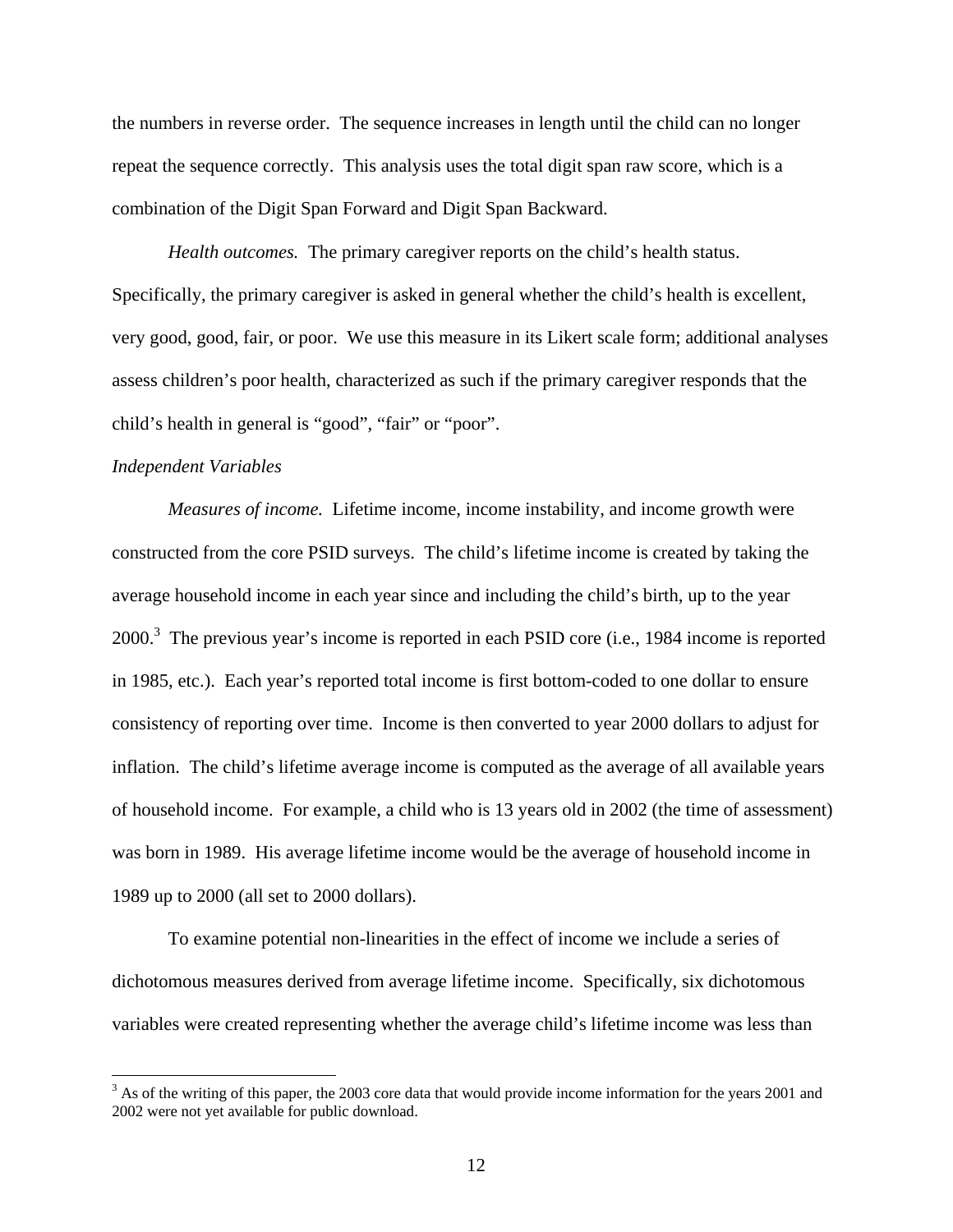the numbers in reverse order. The sequence increases in length until the child can no longer repeat the sequence correctly. This analysis uses the total digit span raw score, which is a combination of the Digit Span Forward and Digit Span Backward.

*Health outcomes.* The primary caregiver reports on the child's health status. Specifically, the primary caregiver is asked in general whether the child's health is excellent, very good, good, fair, or poor. We use this measure in its Likert scale form; additional analyses assess children's poor health, characterized as such if the primary caregiver responds that the child's health in general is "good", "fair" or "poor".

*Independent Variables*

*Measures of income.* Lifetime income, income instability, and income growth were constructed from the core PSID surveys. The child's lifetime income is created by taking the average household income in each year since and including the child's birth, up to the year 2000.[3] The previous year's income is reported in each PSID core (i.e., 1984 income is reported in 1985, etc.). Each year's reported total income is first bottom-coded to one dollar to ensure consistency of reporting over time. Income is then converted to year 2000 dollars to adjust for inflation. The child's lifetime average income is computed as the average of all available years of household income. For example, a child who is 13 years old in 2002 (the time of assessment) was born in 1989. His average lifetime income would be the average of household income in 1989 up to 2000 (all set to 2000 dollars).

To examine potential non-linearities in the effect of income we include a series of dichotomous measures derived from average lifetime income. Specifically, six dichotomous variables were created representing whether the average child's lifetime income was less than

[3] As of the writing of this paper, the 2003 core data that would provide income information for the years 2001 and 2002 were not yet available for public download.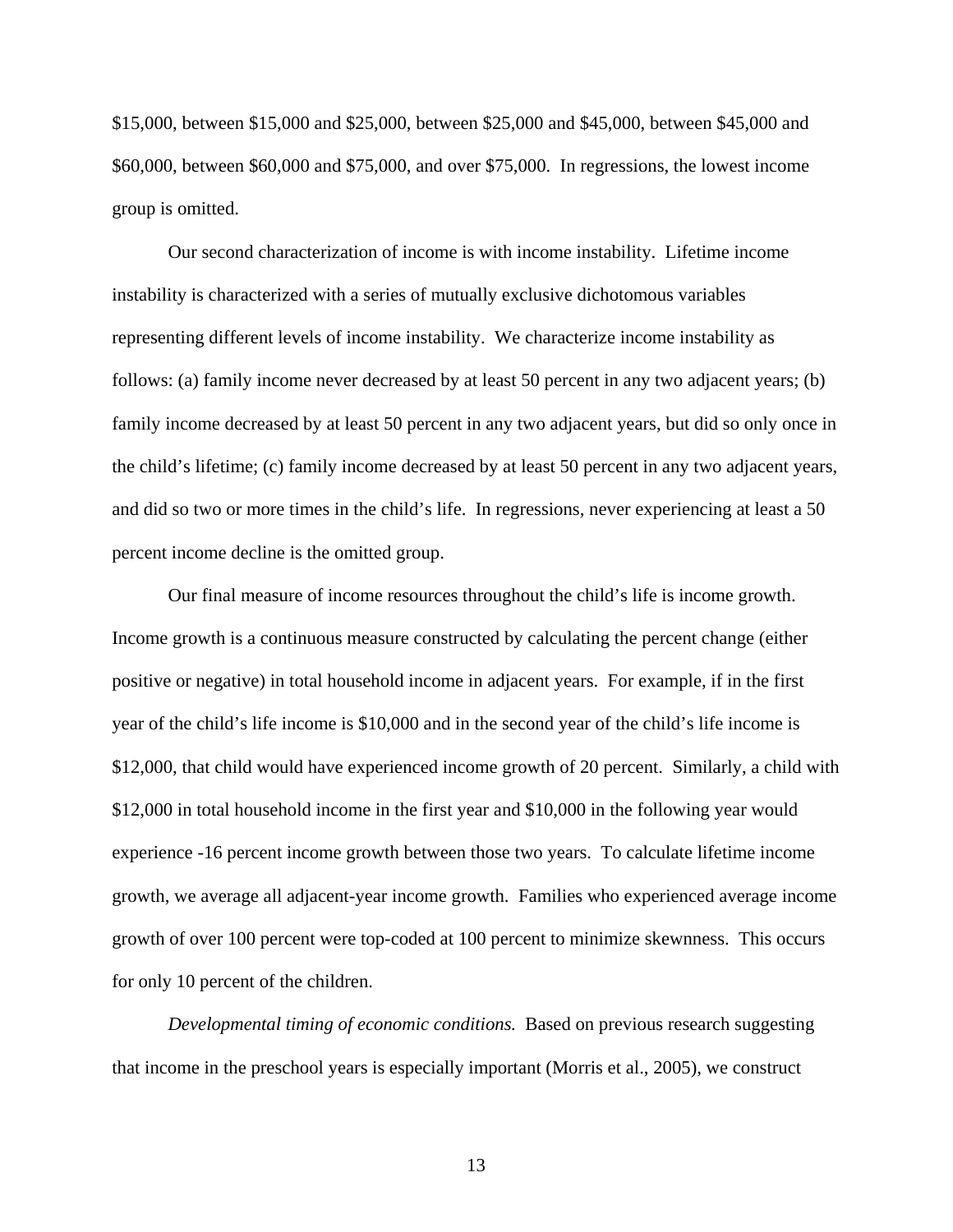$15,000, between $15,000 and $25,000, between $25,000 and $45,000, between $45,000 and $60,000, between $60,000 and $75,000, and over $75,000. In regressions, the lowest income group is omitted.

Our second characterization of income is with income instability. Lifetime income instability is characterized with a series of mutually exclusive dichotomous variables representing different levels of income instability. We characterize income instability as follows: (a) family income never decreased by at least 50 percent in any two adjacent years; (b) family income decreased by at least 50 percent in any two adjacent years, but did so only once in the child's lifetime; (c) family income decreased by at least 50 percent in any two adjacent years, and did so two or more times in the child's life. In regressions, never experiencing at least a 50 percent income decline is the omitted group.

Our final measure of income resources throughout the child's life is income growth. Income growth is a continuous measure constructed by calculating the percent change (either positive or negative) in total household income in adjacent years. For example, if in the first year of the child's life income is $10,000 and in the second year of the child's life income is $12,000, that child would have experienced income growth of 20 percent. Similarly, a child with $12,000 in total household income in the first year and $10,000 in the following year would experience -16 percent income growth between those two years. To calculate lifetime income growth, we average all adjacent-year income growth. Families who experienced average income growth of over 100 percent were top-coded at 100 percent to minimize skewnness. This occurs for only 10 percent of the children.

*Developmental timing of economic conditions.* Based on previous research suggesting that income in the preschool years is especially important (Morris et al., 2005), we construct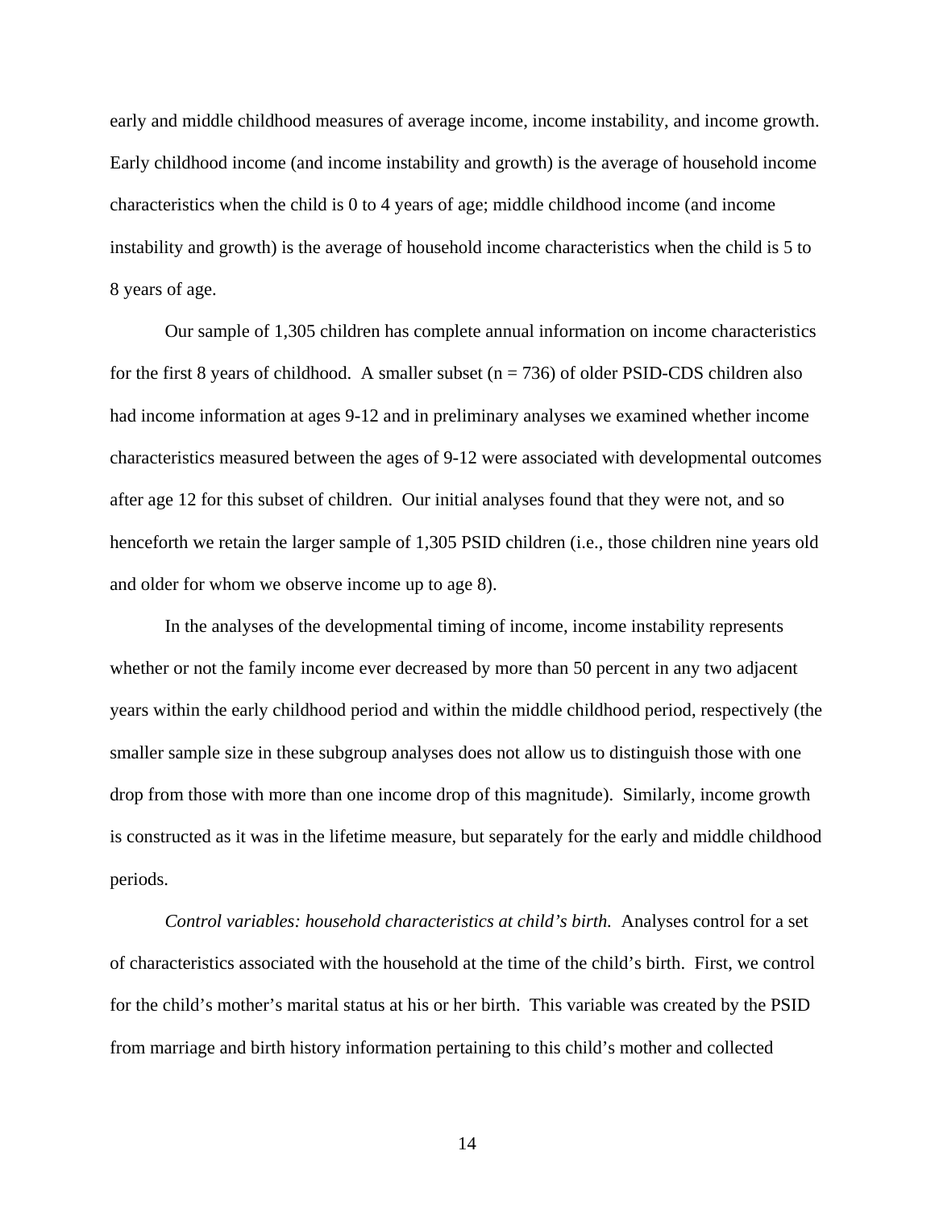early and middle childhood measures of average income, income instability, and income growth. Early childhood income (and income instability and growth) is the average of household income characteristics when the child is 0 to 4 years of age; middle childhood income (and income instability and growth) is the average of household income characteristics when the child is 5 to 8 years of age.

Our sample of 1,305 children has complete annual information on income characteristics for the first 8 years of childhood. A smaller subset (n = 736) of older PSID-CDS children also had income information at ages 9-12 and in preliminary analyses we examined whether income characteristics measured between the ages of 9-12 were associated with developmental outcomes after age 12 for this subset of children. Our initial analyses found that they were not, and so henceforth we retain the larger sample of 1,305 PSID children (i.e., those children nine years old and older for whom we observe income up to age 8).

In the analyses of the developmental timing of income, income instability represents whether or not the family income ever decreased by more than 50 percent in any two adjacent years within the early childhood period and within the middle childhood period, respectively (the smaller sample size in these subgroup analyses does not allow us to distinguish those with one drop from those with more than one income drop of this magnitude). Similarly, income growth is constructed as it was in the lifetime measure, but separately for the early and middle childhood periods.

*Control variables: household characteristics at child's birth.* Analyses control for a set of characteristics associated with the household at the time of the child's birth. First, we control for the child's mother's marital status at his or her birth. This variable was created by the PSID from marriage and birth history information pertaining to this child's mother and collected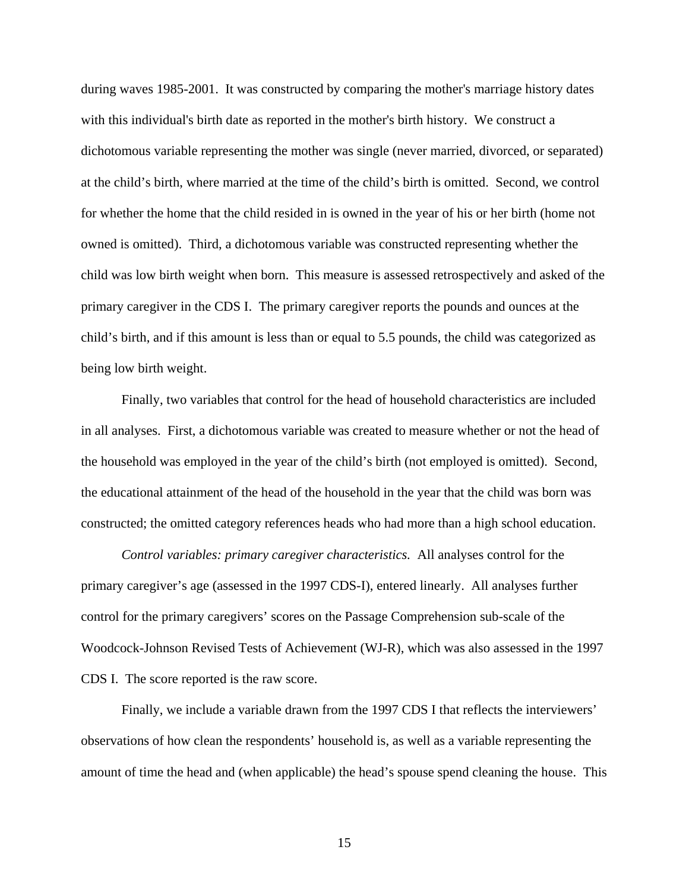during waves 1985-2001. It was constructed by comparing the mother's marriage history dates with this individual's birth date as reported in the mother's birth history. We construct a dichotomous variable representing the mother was single (never married, divorced, or separated) at the child's birth, where married at the time of the child's birth is omitted. Second, we control for whether the home that the child resided in is owned in the year of his or her birth (home not owned is omitted). Third, a dichotomous variable was constructed representing whether the child was low birth weight when born. This measure is assessed retrospectively and asked of the primary caregiver in the CDS I. The primary caregiver reports the pounds and ounces at the child's birth, and if this amount is less than or equal to 5.5 pounds, the child was categorized as being low birth weight.

Finally, two variables that control for the head of household characteristics are included in all analyses. First, a dichotomous variable was created to measure whether or not the head of the household was employed in the year of the child's birth (not employed is omitted). Second, the educational attainment of the head of the household in the year that the child was born was constructed; the omitted category references heads who had more than a high school education.

*Control variables: primary caregiver characteristics.* All analyses control for the primary caregiver's age (assessed in the 1997 CDS-I), entered linearly. All analyses further control for the primary caregivers' scores on the Passage Comprehension sub-scale of the Woodcock-Johnson Revised Tests of Achievement (WJ-R), which was also assessed in the 1997 CDS I. The score reported is the raw score.

Finally, we include a variable drawn from the 1997 CDS I that reflects the interviewers' observations of how clean the respondents' household is, as well as a variable representing the amount of time the head and (when applicable) the head's spouse spend cleaning the house. This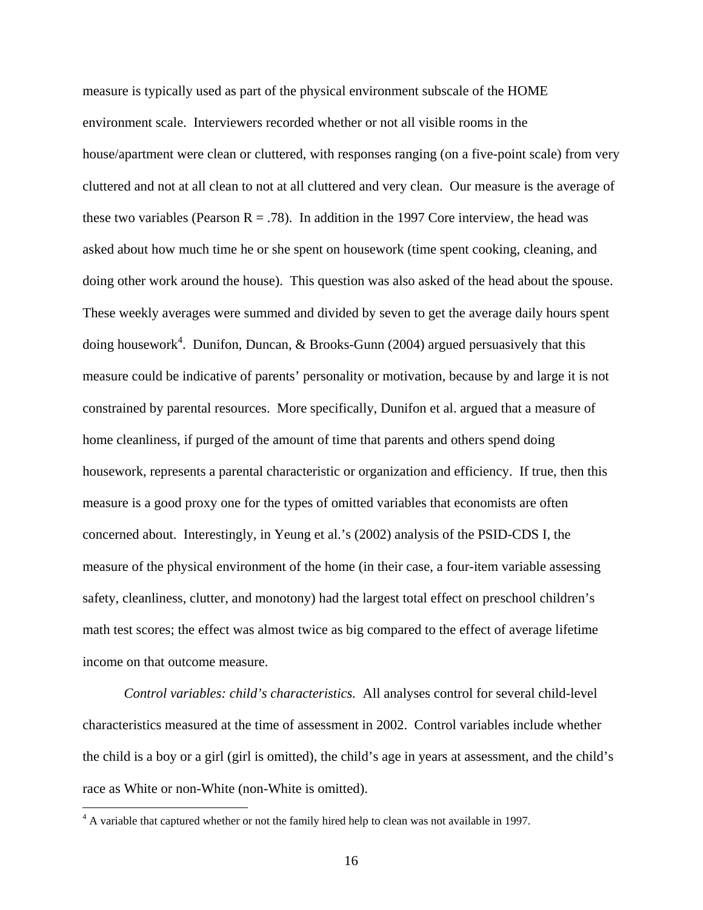measure is typically used as part of the physical environment subscale of the HOME environment scale. Interviewers recorded whether or not all visible rooms in the house/apartment were clean or cluttered, with responses ranging (on a five-point scale) from very cluttered and not at all clean to not at all cluttered and very clean. Our measure is the average of these two variables (Pearson R = .78). In addition in the 1997 Core interview, the head was asked about how much time he or she spent on housework (time spent cooking, cleaning, and doing other work around the house). This question was also asked of the head about the spouse. These weekly averages were summed and divided by seven to get the average daily hours spent doing housework[4]. Dunifon, Duncan, & Brooks-Gunn (2004) argued persuasively that this measure could be indicative of parents' personality or motivation, because by and large it is not constrained by parental resources. More specifically, Dunifon et al. argued that a measure of home cleanliness, if purged of the amount of time that parents and others spend doing housework, represents a parental characteristic or organization and efficiency. If true, then this measure is a good proxy one for the types of omitted variables that economists are often concerned about. Interestingly, in Yeung et al.'s (2002) analysis of the PSID-CDS I, the measure of the physical environment of the home (in their case, a four-item variable assessing safety, cleanliness, clutter, and monotony) had the largest total effect on preschool children's math test scores; the effect was almost twice as big compared to the effect of average lifetime income on that outcome measure.

*Control variables: child's characteristics.* All analyses control for several child-level characteristics measured at the time of assessment in 2002. Control variables include whether the child is a boy or a girl (girl is omitted), the child's age in years at assessment, and the child's race as White or non-White (non-White is omitted).

[4] A variable that captured whether or not the family hired help to clean was not available in 1997.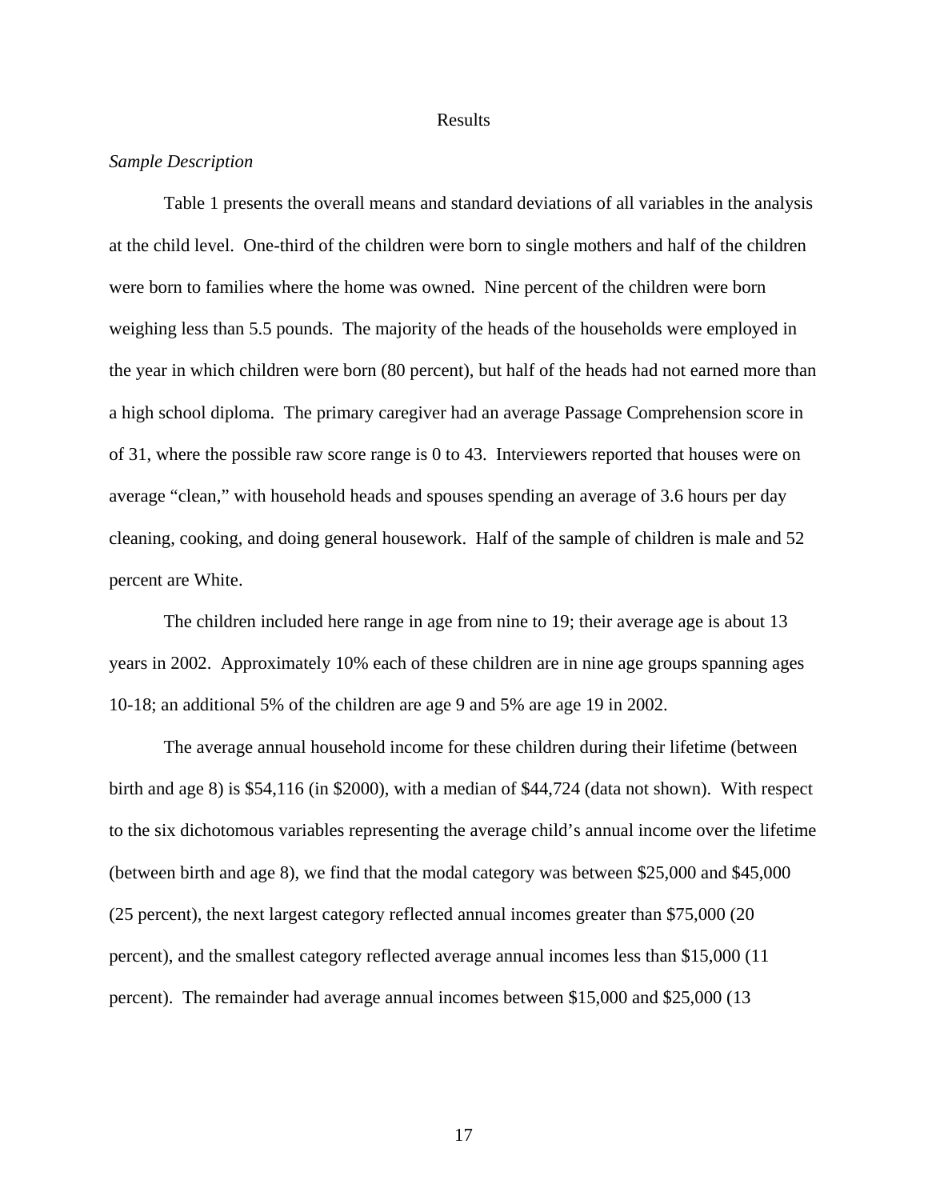# Results

*Sample Description*

Table 1 presents the overall means and standard deviations of all variables in the analysis at the child level. One-third of the children were born to single mothers and half of the children were born to families where the home was owned. Nine percent of the children were born weighing less than 5.5 pounds. The majority of the heads of the households were employed in the year in which children were born (80 percent), but half of the heads had not earned more than a high school diploma. The primary caregiver had an average Passage Comprehension score in of 31, where the possible raw score range is 0 to 43. Interviewers reported that houses were on average "clean," with household heads and spouses spending an average of 3.6 hours per day cleaning, cooking, and doing general housework. Half of the sample of children is male and 52 percent are White.

The children included here range in age from nine to 19; their average age is about 13 years in 2002. Approximately 10% each of these children are in nine age groups spanning ages 10-18; an additional 5% of the children are age 9 and 5% are age 19 in 2002.

The average annual household income for these children during their lifetime (between birth and age 8) is $54,116 (in $2000), with a median of $44,724 (data not shown). With respect to the six dichotomous variables representing the average child's annual income over the lifetime (between birth and age 8), we find that the modal category was between $25,000 and $45,000 (25 percent), the next largest category reflected annual incomes greater than $75,000 (20 percent), and the smallest category reflected average annual incomes less than $15,000 (11 percent). The remainder had average annual incomes between $15,000 and $25,000 (13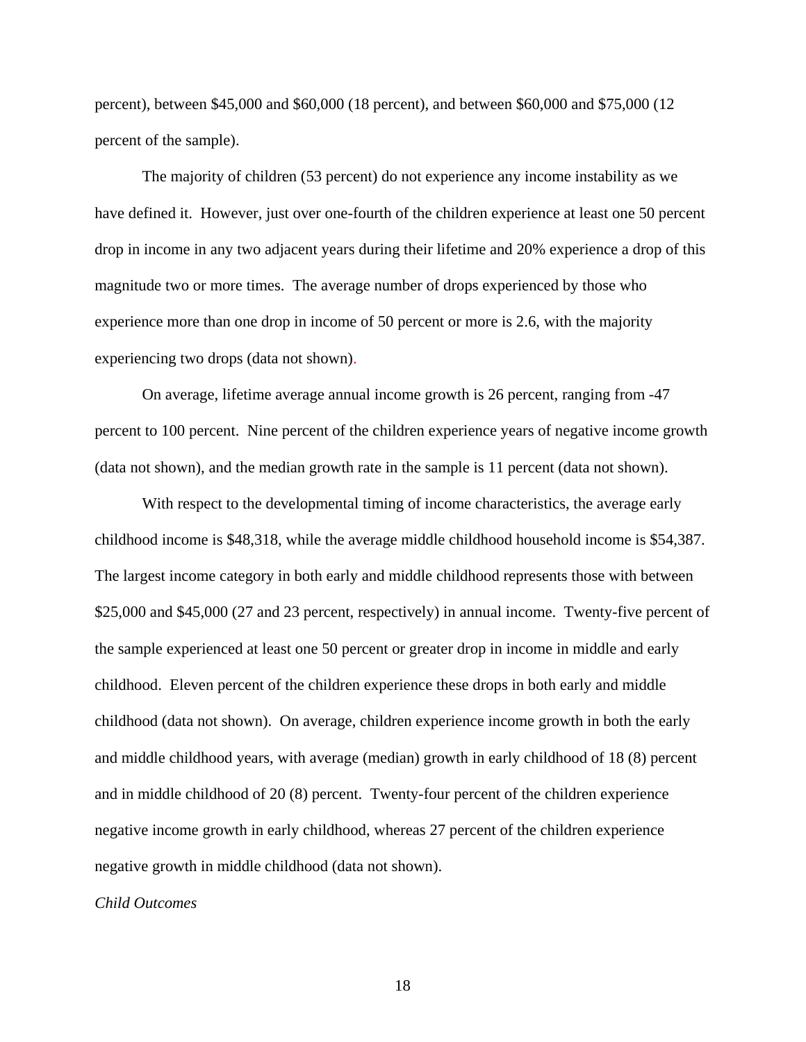percent), between $45,000 and $60,000 (18 percent), and between $60,000 and $75,000 (12 percent of the sample).

The majority of children (53 percent) do not experience any income instability as we have defined it. However, just over one-fourth of the children experience at least one 50 percent drop in income in any two adjacent years during their lifetime and 20% experience a drop of this magnitude two or more times. The average number of drops experienced by those who experience more than one drop in income of 50 percent or more is 2.6, with the majority experiencing two drops (data not shown).

On average, lifetime average annual income growth is 26 percent, ranging from -47 percent to 100 percent. Nine percent of the children experience years of negative income growth (data not shown), and the median growth rate in the sample is 11 percent (data not shown).

With respect to the developmental timing of income characteristics, the average early childhood income is $48,318, while the average middle childhood household income is $54,387. The largest income category in both early and middle childhood represents those with between $25,000 and $45,000 (27 and 23 percent, respectively) in annual income. Twenty-five percent of the sample experienced at least one 50 percent or greater drop in income in middle and early childhood. Eleven percent of the children experience these drops in both early and middle childhood (data not shown). On average, children experience income growth in both the early and middle childhood years, with average (median) growth in early childhood of 18 (8) percent and in middle childhood of 20 (8) percent. Twenty-four percent of the children experience negative income growth in early childhood, whereas 27 percent of the children experience negative growth in middle childhood (data not shown).

*Child Outcomes*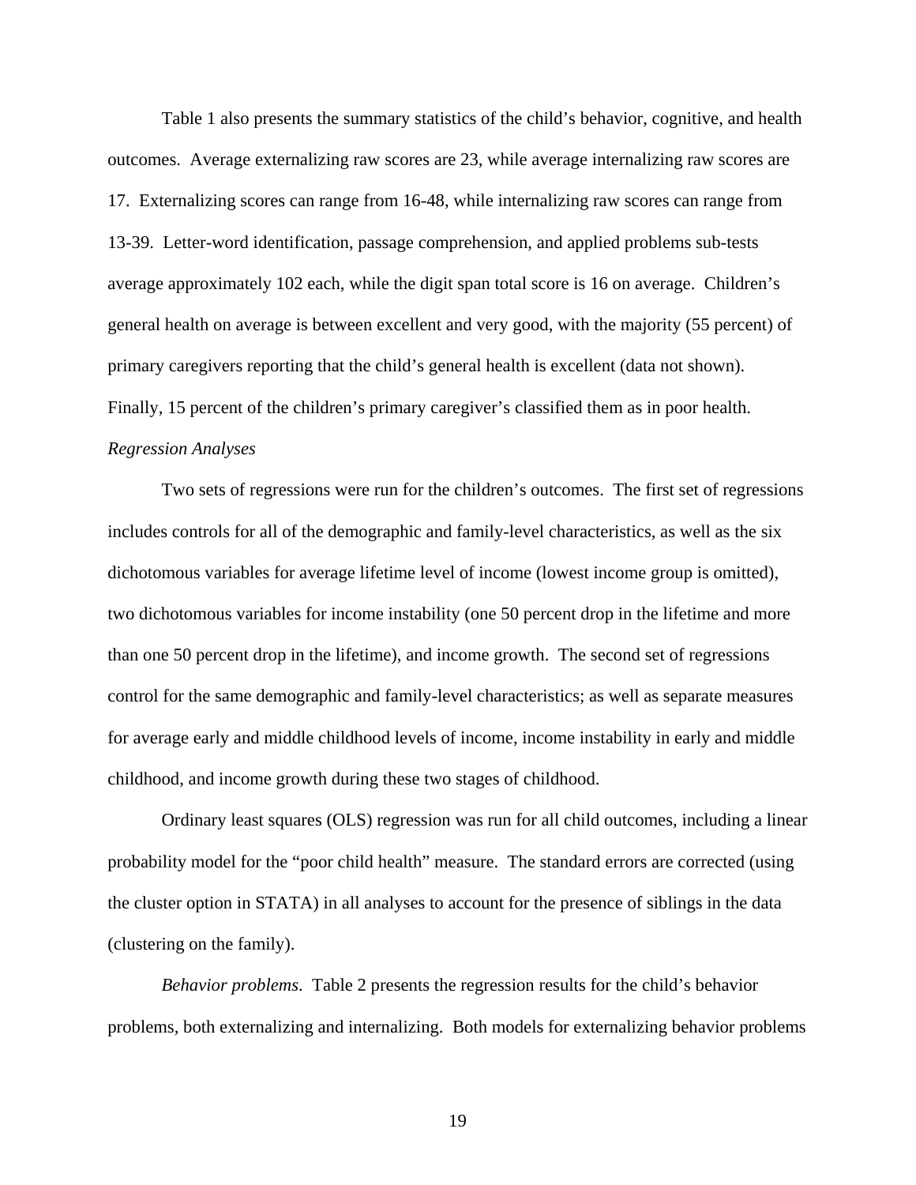Table 1 also presents the summary statistics of the child's behavior, cognitive, and health outcomes. Average externalizing raw scores are 23, while average internalizing raw scores are 17. Externalizing scores can range from 16-48, while internalizing raw scores can range from 13-39. Letter-word identification, passage comprehension, and applied problems sub-tests average approximately 102 each, while the digit span total score is 16 on average. Children's general health on average is between excellent and very good, with the majority (55 percent) of primary caregivers reporting that the child's general health is excellent (data not shown). Finally, 15 percent of the children's primary caregiver's classified them as in poor health.

*Regression Analyses*

Two sets of regressions were run for the children's outcomes. The first set of regressions includes controls for all of the demographic and family-level characteristics, as well as the six dichotomous variables for average lifetime level of income (lowest income group is omitted), two dichotomous variables for income instability (one 50 percent drop in the lifetime and more than one 50 percent drop in the lifetime), and income growth. The second set of regressions control for the same demographic and family-level characteristics; as well as separate measures for average early and middle childhood levels of income, income instability in early and middle childhood, and income growth during these two stages of childhood.

Ordinary least squares (OLS) regression was run for all child outcomes, including a linear probability model for the "poor child health" measure. The standard errors are corrected (using the cluster option in STATA) in all analyses to account for the presence of siblings in the data (clustering on the family).

*Behavior problems*. Table 2 presents the regression results for the child's behavior problems, both externalizing and internalizing. Both models for externalizing behavior problems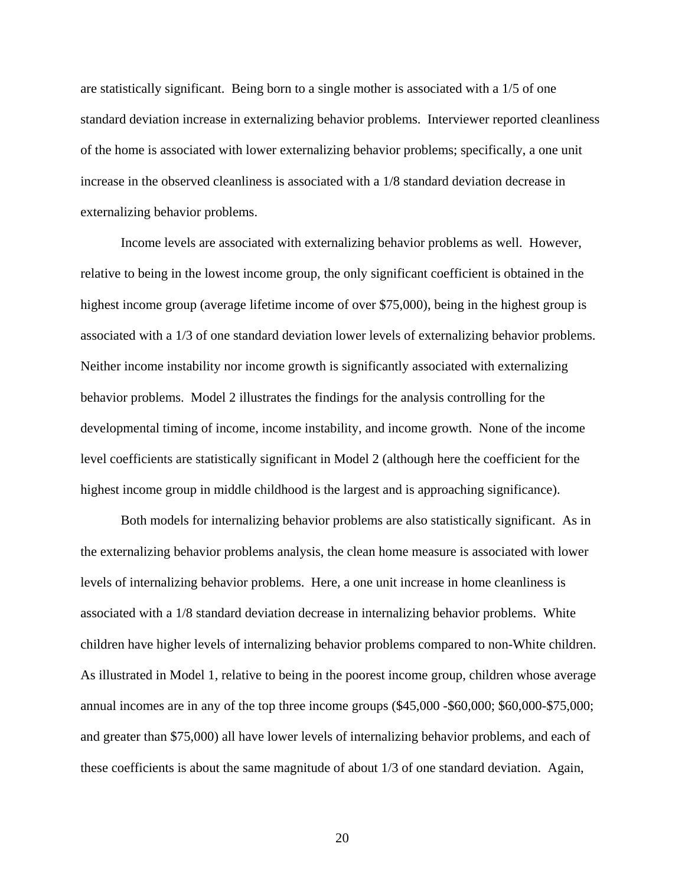are statistically significant. Being born to a single mother is associated with a 1/5 of one standard deviation increase in externalizing behavior problems. Interviewer reported cleanliness of the home is associated with lower externalizing behavior problems; specifically, a one unit increase in the observed cleanliness is associated with a 1/8 standard deviation decrease in externalizing behavior problems.

Income levels are associated with externalizing behavior problems as well. However, relative to being in the lowest income group, the only significant coefficient is obtained in the highest income group (average lifetime income of over $75,000), being in the highest group is associated with a 1/3 of one standard deviation lower levels of externalizing behavior problems. Neither income instability nor income growth is significantly associated with externalizing behavior problems. Model 2 illustrates the findings for the analysis controlling for the developmental timing of income, income instability, and income growth. None of the income level coefficients are statistically significant in Model 2 (although here the coefficient for the highest income group in middle childhood is the largest and is approaching significance).

Both models for internalizing behavior problems are also statistically significant. As in the externalizing behavior problems analysis, the clean home measure is associated with lower levels of internalizing behavior problems. Here, a one unit increase in home cleanliness is associated with a 1/8 standard deviation decrease in internalizing behavior problems. White children have higher levels of internalizing behavior problems compared to non-White children. As illustrated in Model 1, relative to being in the poorest income group, children whose average annual incomes are in any of the top three income groups ($45,000 -$60,000; $60,000-$75,000; and greater than $75,000) all have lower levels of internalizing behavior problems, and each of these coefficients is about the same magnitude of about 1/3 of one standard deviation. Again,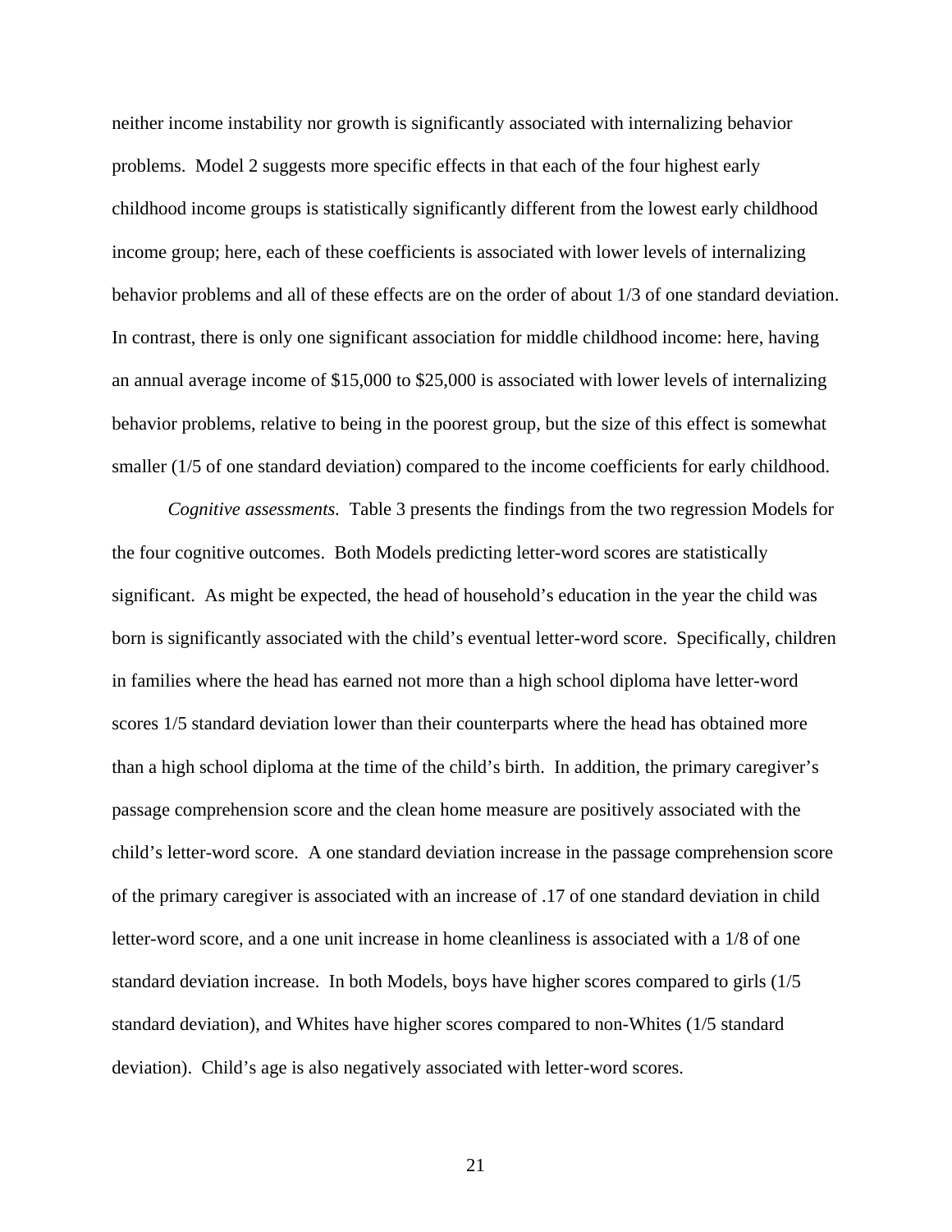neither income instability nor growth is significantly associated with internalizing behavior problems. Model 2 suggests more specific effects in that each of the four highest early childhood income groups is statistically significantly different from the lowest early childhood income group; here, each of these coefficients is associated with lower levels of internalizing behavior problems and all of these effects are on the order of about 1/3 of one standard deviation. In contrast, there is only one significant association for middle childhood income: here, having an annual average income of $15,000 to $25,000 is associated with lower levels of internalizing behavior problems, relative to being in the poorest group, but the size of this effect is somewhat smaller (1/5 of one standard deviation) compared to the income coefficients for early childhood.

*Cognitive assessments.* Table 3 presents the findings from the two regression Models for the four cognitive outcomes. Both Models predicting letter-word scores are statistically significant. As might be expected, the head of household's education in the year the child was born is significantly associated with the child's eventual letter-word score. Specifically, children in families where the head has earned not more than a high school diploma have letter-word scores 1/5 standard deviation lower than their counterparts where the head has obtained more than a high school diploma at the time of the child's birth. In addition, the primary caregiver's passage comprehension score and the clean home measure are positively associated with the child's letter-word score. A one standard deviation increase in the passage comprehension score of the primary caregiver is associated with an increase of .17 of one standard deviation in child letter-word score, and a one unit increase in home cleanliness is associated with a 1/8 of one standard deviation increase. In both Models, boys have higher scores compared to girls (1/5 standard deviation), and Whites have higher scores compared to non-Whites (1/5 standard deviation). Child's age is also negatively associated with letter-word scores.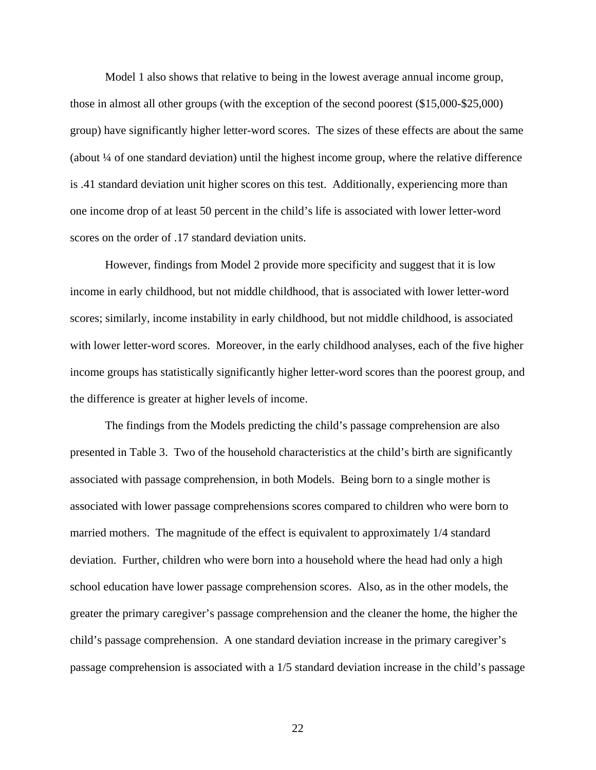Model 1 also shows that relative to being in the lowest average annual income group, those in almost all other groups (with the exception of the second poorest ($15,000-$25,000) group) have significantly higher letter-word scores. The sizes of these effects are about the same (about ¼ of one standard deviation) until the highest income group, where the relative difference is .41 standard deviation unit higher scores on this test. Additionally, experiencing more than one income drop of at least 50 percent in the child's life is associated with lower letter-word scores on the order of .17 standard deviation units.

However, findings from Model 2 provide more specificity and suggest that it is low income in early childhood, but not middle childhood, that is associated with lower letter-word scores; similarly, income instability in early childhood, but not middle childhood, is associated with lower letter-word scores. Moreover, in the early childhood analyses, each of the five higher income groups has statistically significantly higher letter-word scores than the poorest group, and the difference is greater at higher levels of income.

The findings from the Models predicting the child's passage comprehension are also presented in Table 3. Two of the household characteristics at the child's birth are significantly associated with passage comprehension, in both Models. Being born to a single mother is associated with lower passage comprehensions scores compared to children who were born to married mothers. The magnitude of the effect is equivalent to approximately 1/4 standard deviation. Further, children who were born into a household where the head had only a high school education have lower passage comprehension scores. Also, as in the other models, the greater the primary caregiver's passage comprehension and the cleaner the home, the higher the child's passage comprehension. A one standard deviation increase in the primary caregiver's passage comprehension is associated with a 1/5 standard deviation increase in the child's passage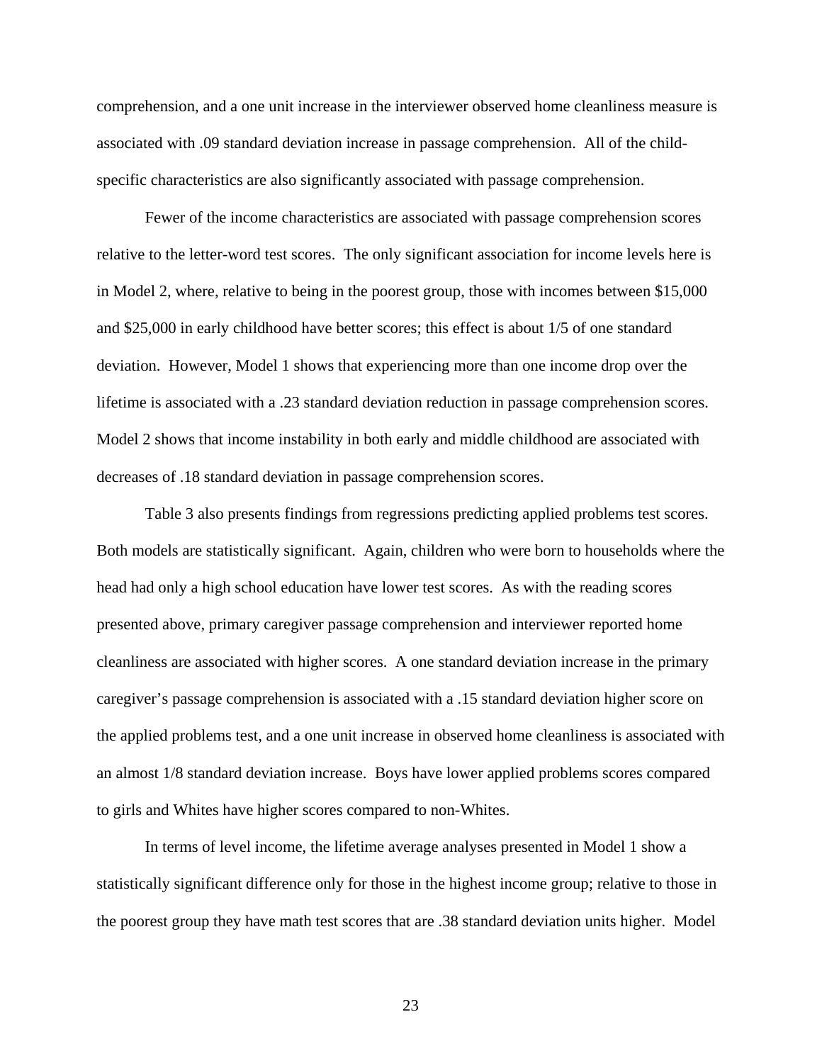comprehension, and a one unit increase in the interviewer observed home cleanliness measure is associated with .09 standard deviation increase in passage comprehension. All of the child-specific characteristics are also significantly associated with passage comprehension.

Fewer of the income characteristics are associated with passage comprehension scores relative to the letter-word test scores. The only significant association for income levels here is in Model 2, where, relative to being in the poorest group, those with incomes between $15,000 and $25,000 in early childhood have better scores; this effect is about 1/5 of one standard deviation. However, Model 1 shows that experiencing more than one income drop over the lifetime is associated with a .23 standard deviation reduction in passage comprehension scores. Model 2 shows that income instability in both early and middle childhood are associated with decreases of .18 standard deviation in passage comprehension scores.

Table 3 also presents findings from regressions predicting applied problems test scores. Both models are statistically significant. Again, children who were born to households where the head had only a high school education have lower test scores. As with the reading scores presented above, primary caregiver passage comprehension and interviewer reported home cleanliness are associated with higher scores. A one standard deviation increase in the primary caregiver's passage comprehension is associated with a .15 standard deviation higher score on the applied problems test, and a one unit increase in observed home cleanliness is associated with an almost 1/8 standard deviation increase. Boys have lower applied problems scores compared to girls and Whites have higher scores compared to non-Whites.

In terms of level income, the lifetime average analyses presented in Model 1 show a statistically significant difference only for those in the highest income group; relative to those in the poorest group they have math test scores that are .38 standard deviation units higher. Model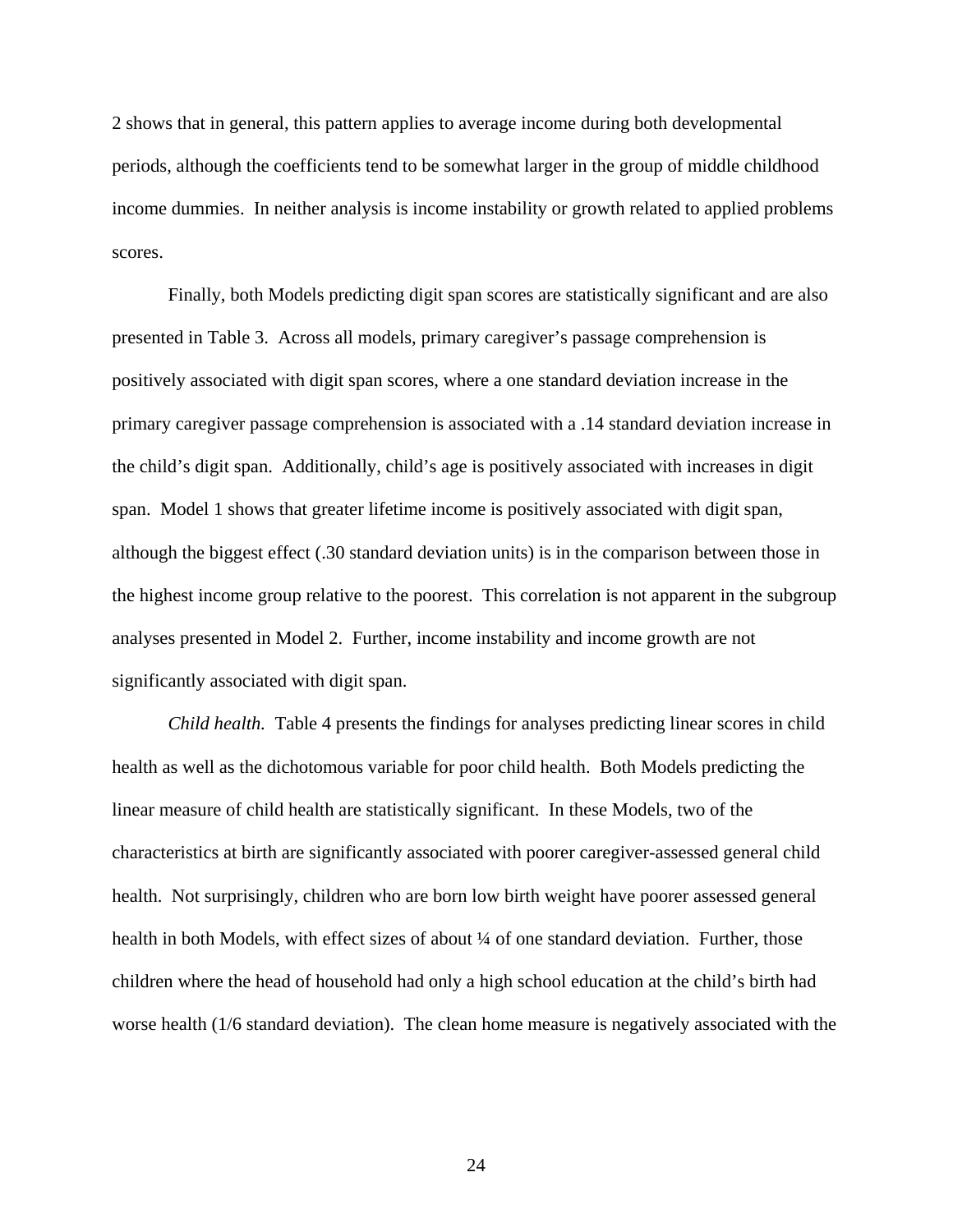2 shows that in general, this pattern applies to average income during both developmental periods, although the coefficients tend to be somewhat larger in the group of middle childhood income dummies. In neither analysis is income instability or growth related to applied problems scores.

Finally, both Models predicting digit span scores are statistically significant and are also presented in Table 3. Across all models, primary caregiver's passage comprehension is positively associated with digit span scores, where a one standard deviation increase in the primary caregiver passage comprehension is associated with a .14 standard deviation increase in the child's digit span. Additionally, child's age is positively associated with increases in digit span. Model 1 shows that greater lifetime income is positively associated with digit span, although the biggest effect (.30 standard deviation units) is in the comparison between those in the highest income group relative to the poorest. This correlation is not apparent in the subgroup analyses presented in Model 2. Further, income instability and income growth are not significantly associated with digit span.

*Child health.* Table 4 presents the findings for analyses predicting linear scores in child health as well as the dichotomous variable for poor child health. Both Models predicting the linear measure of child health are statistically significant. In these Models, two of the characteristics at birth are significantly associated with poorer caregiver-assessed general child health. Not surprisingly, children who are born low birth weight have poorer assessed general health in both Models, with effect sizes of about ¼ of one standard deviation. Further, those children where the head of household had only a high school education at the child's birth had worse health (1/6 standard deviation). The clean home measure is negatively associated with the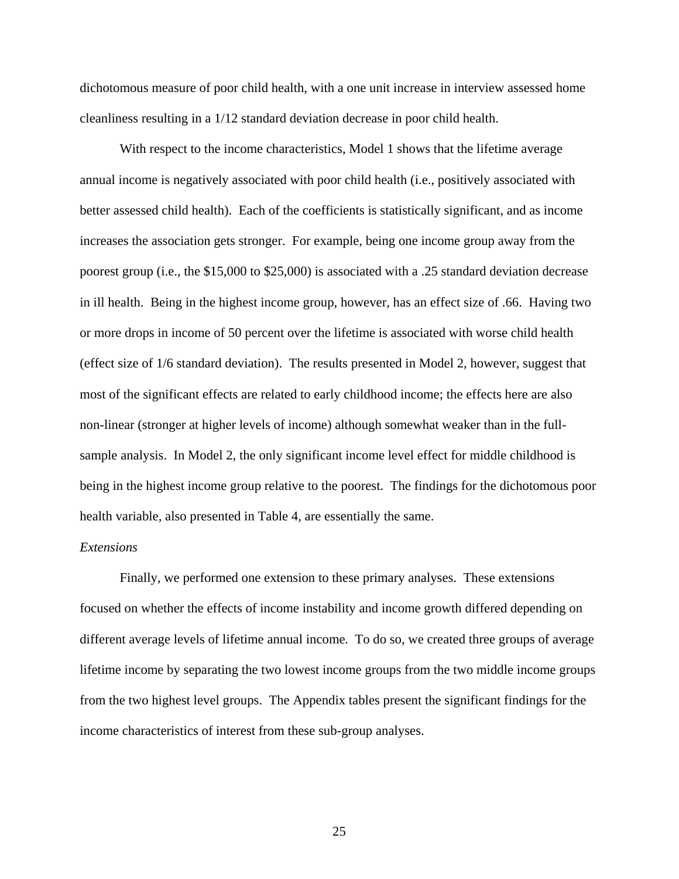dichotomous measure of poor child health, with a one unit increase in interview assessed home cleanliness resulting in a 1/12 standard deviation decrease in poor child health.

With respect to the income characteristics, Model 1 shows that the lifetime average annual income is negatively associated with poor child health (i.e., positively associated with better assessed child health). Each of the coefficients is statistically significant, and as income increases the association gets stronger. For example, being one income group away from the poorest group (i.e., the $15,000 to $25,000) is associated with a .25 standard deviation decrease in ill health. Being in the highest income group, however, has an effect size of .66. Having two or more drops in income of 50 percent over the lifetime is associated with worse child health (effect size of 1/6 standard deviation). The results presented in Model 2, however, suggest that most of the significant effects are related to early childhood income; the effects here are also non-linear (stronger at higher levels of income) although somewhat weaker than in the full-sample analysis. In Model 2, the only significant income level effect for middle childhood is being in the highest income group relative to the poorest. The findings for the dichotomous poor health variable, also presented in Table 4, are essentially the same.

*Extensions*

Finally, we performed one extension to these primary analyses. These extensions focused on whether the effects of income instability and income growth differed depending on different average levels of lifetime annual income. To do so, we created three groups of average lifetime income by separating the two lowest income groups from the two middle income groups from the two highest level groups. The Appendix tables present the significant findings for the income characteristics of interest from these sub-group analyses.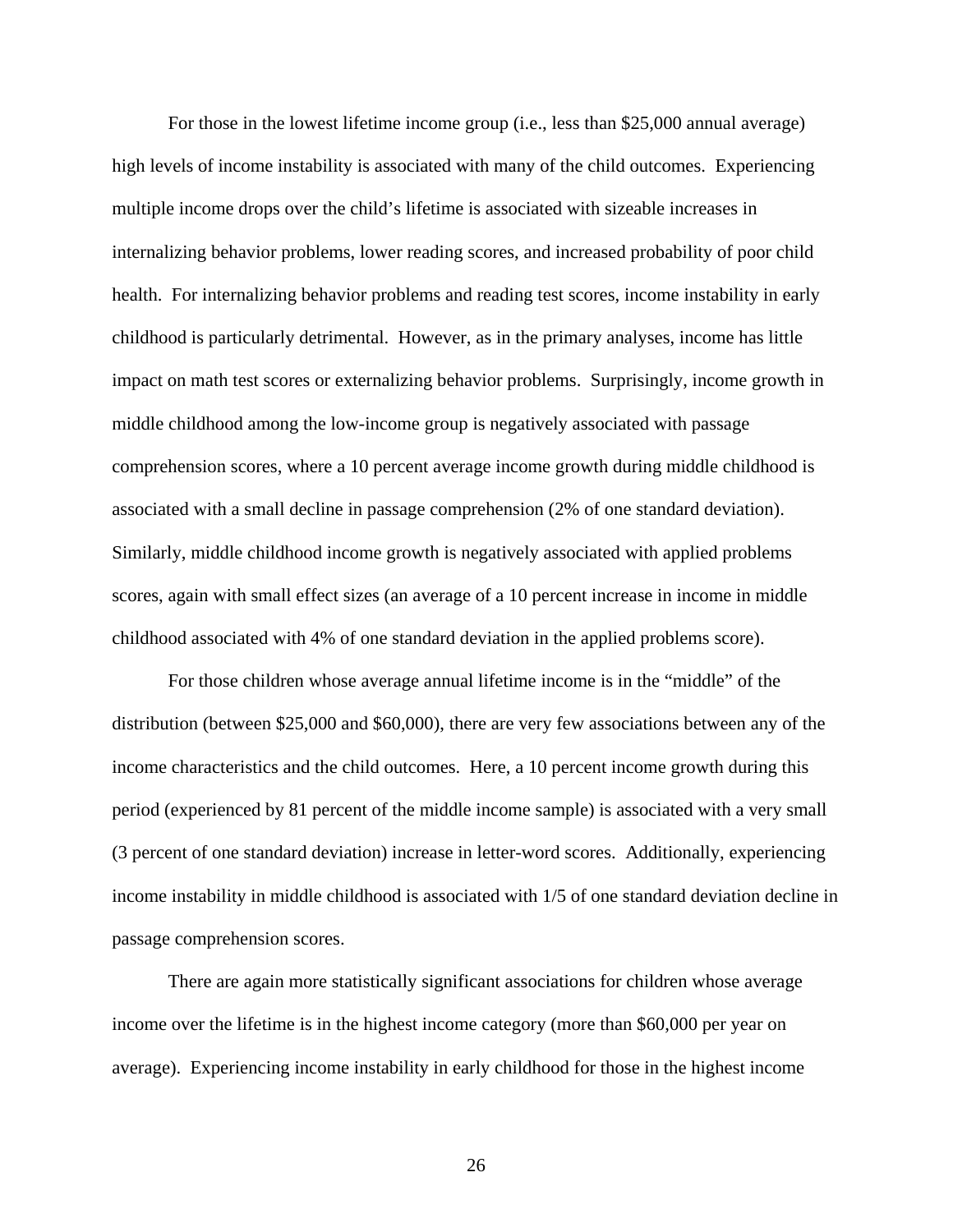For those in the lowest lifetime income group (i.e., less than $25,000 annual average) high levels of income instability is associated with many of the child outcomes. Experiencing multiple income drops over the child's lifetime is associated with sizeable increases in internalizing behavior problems, lower reading scores, and increased probability of poor child health. For internalizing behavior problems and reading test scores, income instability in early childhood is particularly detrimental. However, as in the primary analyses, income has little impact on math test scores or externalizing behavior problems. Surprisingly, income growth in middle childhood among the low-income group is negatively associated with passage comprehension scores, where a 10 percent average income growth during middle childhood is associated with a small decline in passage comprehension (2% of one standard deviation). Similarly, middle childhood income growth is negatively associated with applied problems scores, again with small effect sizes (an average of a 10 percent increase in income in middle childhood associated with 4% of one standard deviation in the applied problems score).

For those children whose average annual lifetime income is in the "middle" of the distribution (between $25,000 and $60,000), there are very few associations between any of the income characteristics and the child outcomes. Here, a 10 percent income growth during this period (experienced by 81 percent of the middle income sample) is associated with a very small (3 percent of one standard deviation) increase in letter-word scores. Additionally, experiencing income instability in middle childhood is associated with 1/5 of one standard deviation decline in passage comprehension scores.

There are again more statistically significant associations for children whose average income over the lifetime is in the highest income category (more than $60,000 per year on average). Experiencing income instability in early childhood for those in the highest income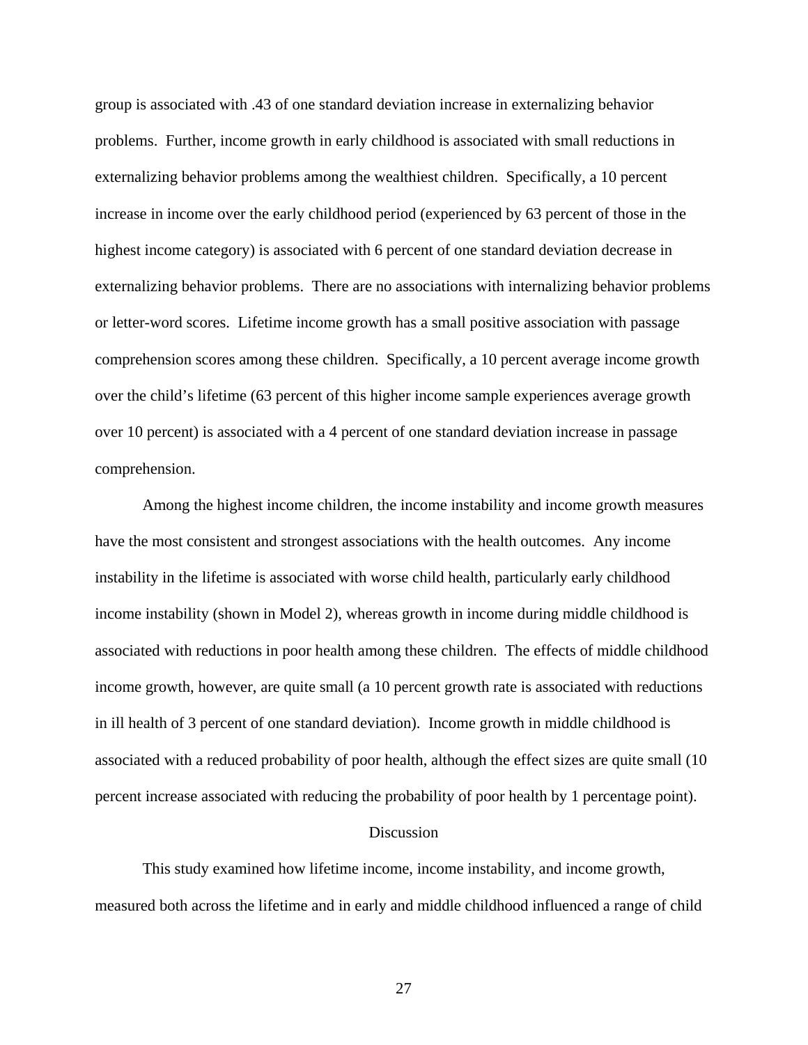group is associated with .43 of one standard deviation increase in externalizing behavior problems. Further, income growth in early childhood is associated with small reductions in externalizing behavior problems among the wealthiest children. Specifically, a 10 percent increase in income over the early childhood period (experienced by 63 percent of those in the highest income category) is associated with 6 percent of one standard deviation decrease in externalizing behavior problems. There are no associations with internalizing behavior problems or letter-word scores. Lifetime income growth has a small positive association with passage comprehension scores among these children. Specifically, a 10 percent average income growth over the child's lifetime (63 percent of this higher income sample experiences average growth over 10 percent) is associated with a 4 percent of one standard deviation increase in passage comprehension.

Among the highest income children, the income instability and income growth measures have the most consistent and strongest associations with the health outcomes. Any income instability in the lifetime is associated with worse child health, particularly early childhood income instability (shown in Model 2), whereas growth in income during middle childhood is associated with reductions in poor health among these children. The effects of middle childhood income growth, however, are quite small (a 10 percent growth rate is associated with reductions in ill health of 3 percent of one standard deviation). Income growth in middle childhood is associated with a reduced probability of poor health, although the effect sizes are quite small (10 percent increase associated with reducing the probability of poor health by 1 percentage point).

## Discussion

This study examined how lifetime income, income instability, and income growth, measured both across the lifetime and in early and middle childhood influenced a range of child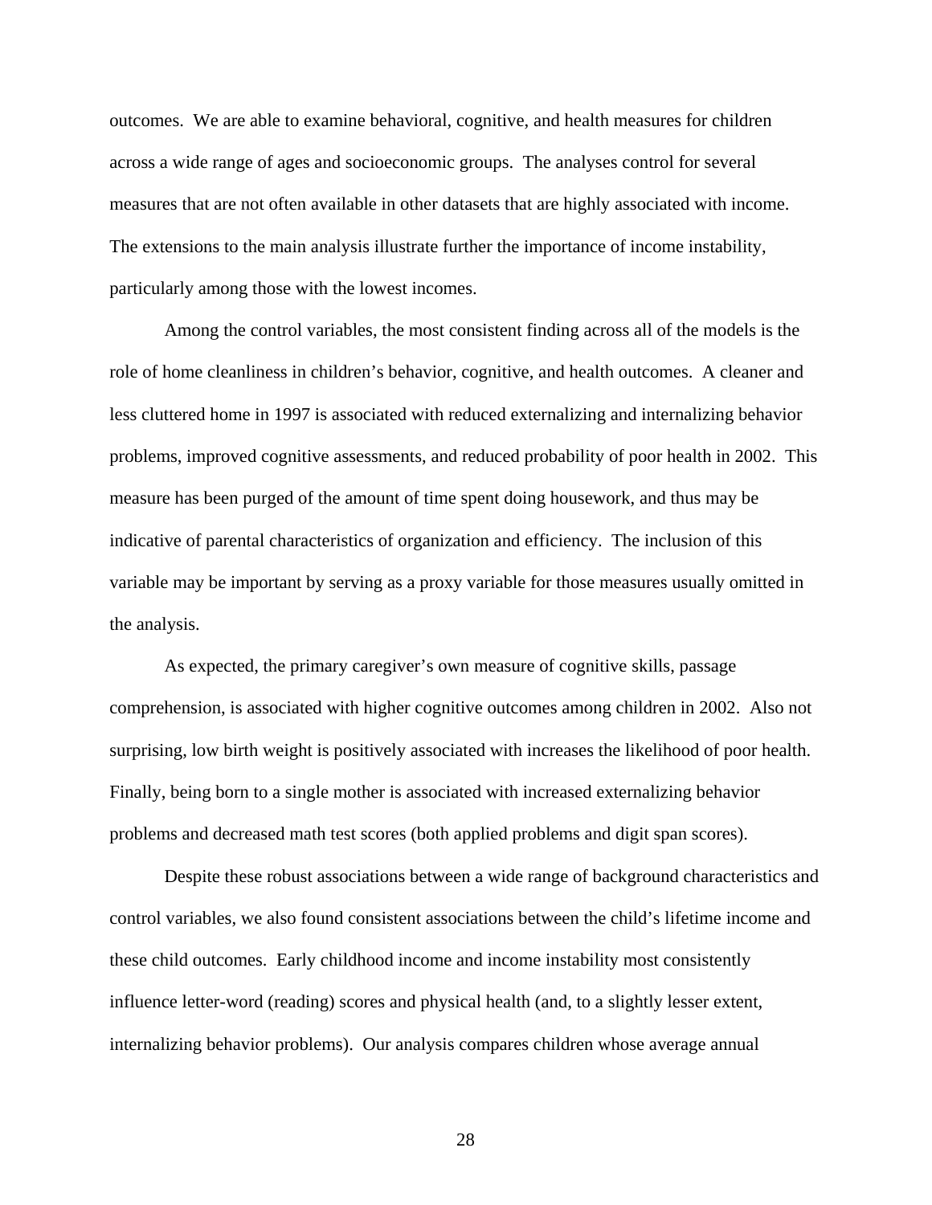outcomes. We are able to examine behavioral, cognitive, and health measures for children across a wide range of ages and socioeconomic groups. The analyses control for several measures that are not often available in other datasets that are highly associated with income. The extensions to the main analysis illustrate further the importance of income instability, particularly among those with the lowest incomes.

Among the control variables, the most consistent finding across all of the models is the role of home cleanliness in children's behavior, cognitive, and health outcomes. A cleaner and less cluttered home in 1997 is associated with reduced externalizing and internalizing behavior problems, improved cognitive assessments, and reduced probability of poor health in 2002. This measure has been purged of the amount of time spent doing housework, and thus may be indicative of parental characteristics of organization and efficiency. The inclusion of this variable may be important by serving as a proxy variable for those measures usually omitted in the analysis.

As expected, the primary caregiver's own measure of cognitive skills, passage comprehension, is associated with higher cognitive outcomes among children in 2002. Also not surprising, low birth weight is positively associated with increases the likelihood of poor health. Finally, being born to a single mother is associated with increased externalizing behavior problems and decreased math test scores (both applied problems and digit span scores).

Despite these robust associations between a wide range of background characteristics and control variables, we also found consistent associations between the child's lifetime income and these child outcomes. Early childhood income and income instability most consistently influence letter-word (reading) scores and physical health (and, to a slightly lesser extent, internalizing behavior problems). Our analysis compares children whose average annual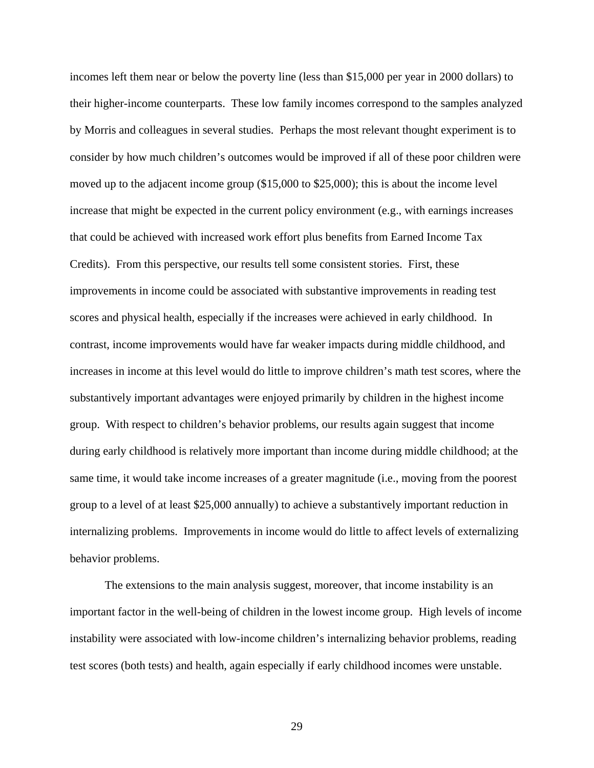incomes left them near or below the poverty line (less than $15,000 per year in 2000 dollars) to their higher-income counterparts. These low family incomes correspond to the samples analyzed by Morris and colleagues in several studies. Perhaps the most relevant thought experiment is to consider by how much children's outcomes would be improved if all of these poor children were moved up to the adjacent income group ($15,000 to $25,000); this is about the income level increase that might be expected in the current policy environment (e.g., with earnings increases that could be achieved with increased work effort plus benefits from Earned Income Tax Credits). From this perspective, our results tell some consistent stories. First, these improvements in income could be associated with substantive improvements in reading test scores and physical health, especially if the increases were achieved in early childhood. In contrast, income improvements would have far weaker impacts during middle childhood, and increases in income at this level would do little to improve children's math test scores, where the substantively important advantages were enjoyed primarily by children in the highest income group. With respect to children's behavior problems, our results again suggest that income during early childhood is relatively more important than income during middle childhood; at the same time, it would take income increases of a greater magnitude (i.e., moving from the poorest group to a level of at least $25,000 annually) to achieve a substantively important reduction in internalizing problems. Improvements in income would do little to affect levels of externalizing behavior problems.

The extensions to the main analysis suggest, moreover, that income instability is an important factor in the well-being of children in the lowest income group. High levels of income instability were associated with low-income children's internalizing behavior problems, reading test scores (both tests) and health, again especially if early childhood incomes were unstable.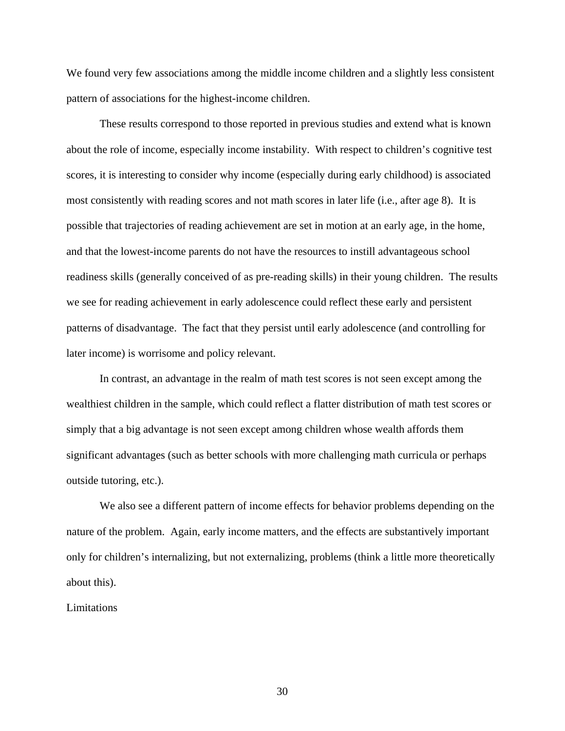We found very few associations among the middle income children and a slightly less consistent pattern of associations for the highest-income children.

These results correspond to those reported in previous studies and extend what is known about the role of income, especially income instability. With respect to children's cognitive test scores, it is interesting to consider why income (especially during early childhood) is associated most consistently with reading scores and not math scores in later life (i.e., after age 8). It is possible that trajectories of reading achievement are set in motion at an early age, in the home, and that the lowest-income parents do not have the resources to instill advantageous school readiness skills (generally conceived of as pre-reading skills) in their young children. The results we see for reading achievement in early adolescence could reflect these early and persistent patterns of disadvantage. The fact that they persist until early adolescence (and controlling for later income) is worrisome and policy relevant.

In contrast, an advantage in the realm of math test scores is not seen except among the wealthiest children in the sample, which could reflect a flatter distribution of math test scores or simply that a big advantage is not seen except among children whose wealth affords them significant advantages (such as better schools with more challenging math curricula or perhaps outside tutoring, etc.).

We also see a different pattern of income effects for behavior problems depending on the nature of the problem. Again, early income matters, and the effects are substantively important only for children's internalizing, but not externalizing, problems (think a little more theoretically about this).

## Limitations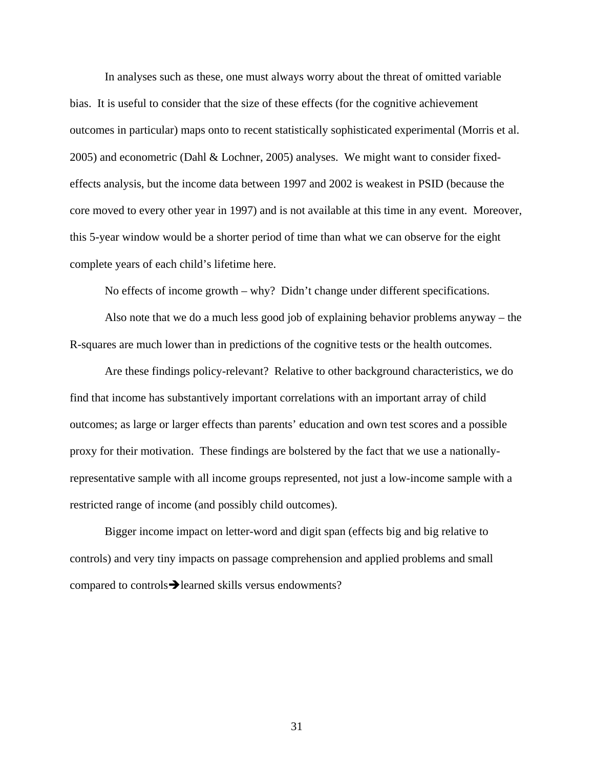In analyses such as these, one must always worry about the threat of omitted variable bias. It is useful to consider that the size of these effects (for the cognitive achievement outcomes in particular) maps onto to recent statistically sophisticated experimental (Morris et al. 2005) and econometric (Dahl & Lochner, 2005) analyses. We might want to consider fixed-effects analysis, but the income data between 1997 and 2002 is weakest in PSID (because the core moved to every other year in 1997) and is not available at this time in any event. Moreover, this 5-year window would be a shorter period of time than what we can observe for the eight complete years of each child's lifetime here.

No effects of income growth – why? Didn't change under different specifications.

Also note that we do a much less good job of explaining behavior problems anyway – the R-squares are much lower than in predictions of the cognitive tests or the health outcomes.

Are these findings policy-relevant? Relative to other background characteristics, we do find that income has substantively important correlations with an important array of child outcomes; as large or larger effects than parents' education and own test scores and a possible proxy for their motivation. These findings are bolstered by the fact that we use a nationally-representative sample with all income groups represented, not just a low-income sample with a restricted range of income (and possibly child outcomes).

Bigger income impact on letter-word and digit span (effects big and big relative to controls) and very tiny impacts on passage comprehension and applied problems and small compared to controls➔learned skills versus endowments?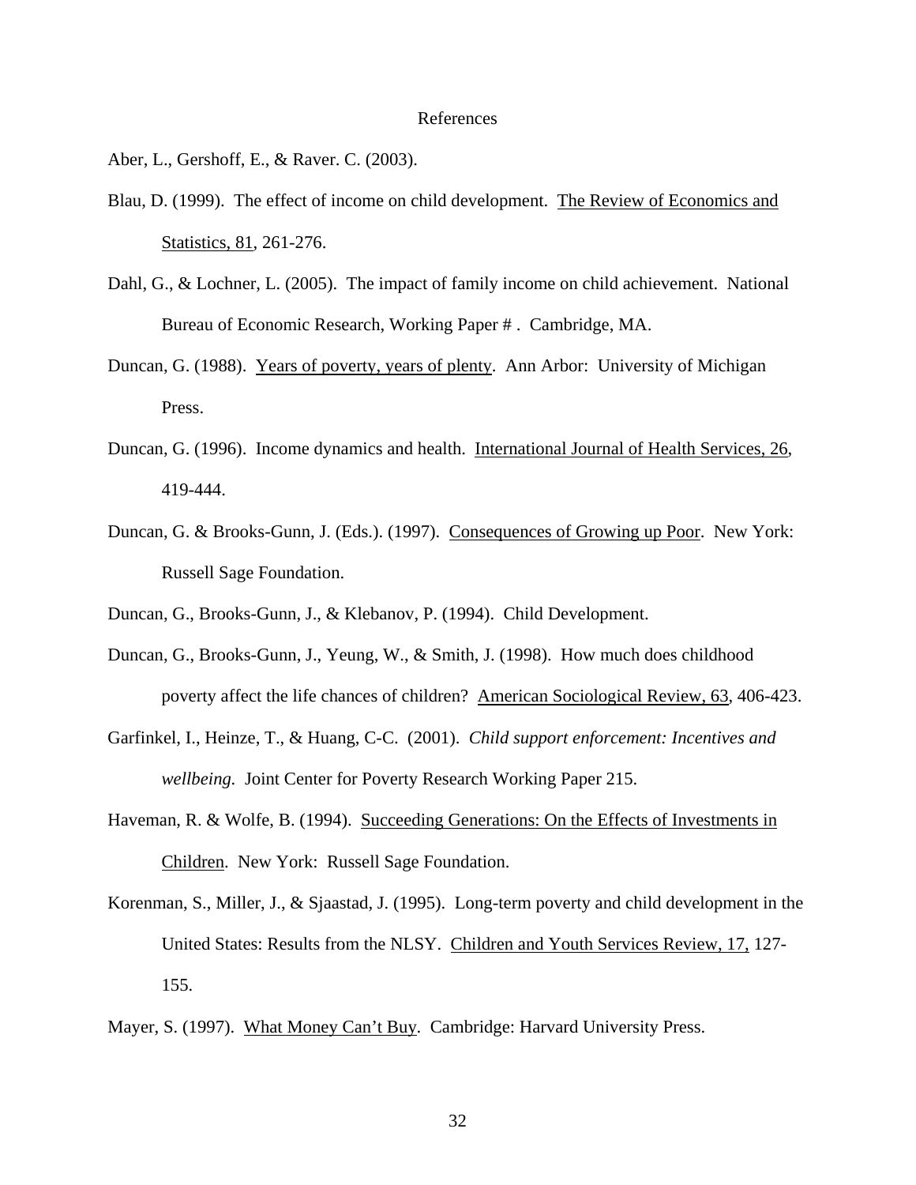# References

Aber, L., Gershoff, E., & Raver. C. (2003).

Blau, D. (1999). The effect of income on child development. The Review of Economics and Statistics, 81, 261-276.

Dahl, G., & Lochner, L. (2005). The impact of family income on child achievement. National Bureau of Economic Research, Working Paper # . Cambridge, MA.

Duncan, G. (1988). Years of poverty, years of plenty. Ann Arbor: University of Michigan Press.

Duncan, G. (1996). Income dynamics and health. International Journal of Health Services, 26, 419-444.

Duncan, G. & Brooks-Gunn, J. (Eds.). (1997). Consequences of Growing up Poor. New York: Russell Sage Foundation.

Duncan, G., Brooks-Gunn, J., & Klebanov, P. (1994). Child Development.

Duncan, G., Brooks-Gunn, J., Yeung, W., & Smith, J. (1998). How much does childhood poverty affect the life chances of children? American Sociological Review, 63, 406-423.

Garfinkel, I., Heinze, T., & Huang, C-C. (2001). *Child support enforcement: Incentives and wellbeing.* Joint Center for Poverty Research Working Paper 215.

Haveman, R. & Wolfe, B. (1994). Succeeding Generations: On the Effects of Investments in Children. New York: Russell Sage Foundation.

Korenman, S., Miller, J., & Sjaastad, J. (1995). Long-term poverty and child development in the United States: Results from the NLSY. Children and Youth Services Review, 17, 127-155.

Mayer, S. (1997). What Money Can't Buy. Cambridge: Harvard University Press.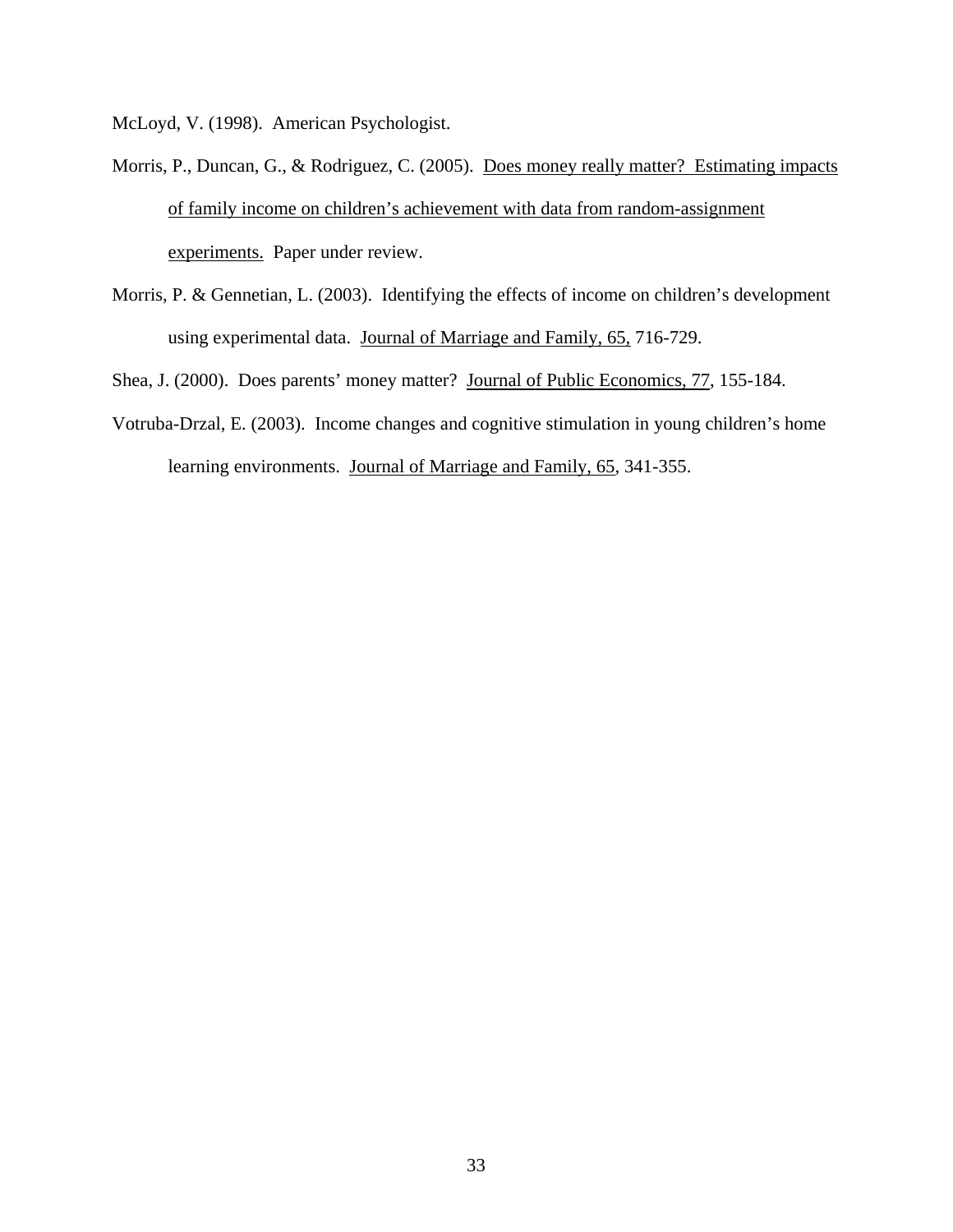McLoyd, V. (1998). American Psychologist.

Morris, P., Duncan, G., & Rodriguez, C. (2005). Does money really matter? Estimating impacts of family income on children's achievement with data from random-assignment experiments. Paper under review.

Morris, P. & Gennetian, L. (2003). Identifying the effects of income on children's development using experimental data. Journal of Marriage and Family, 65, 716-729.

Shea, J. (2000). Does parents' money matter? Journal of Public Economics, 77, 155-184.

Votruba-Drzal, E. (2003). Income changes and cognitive stimulation in young children's home learning environments. Journal of Marriage and Family, 65, 341-355.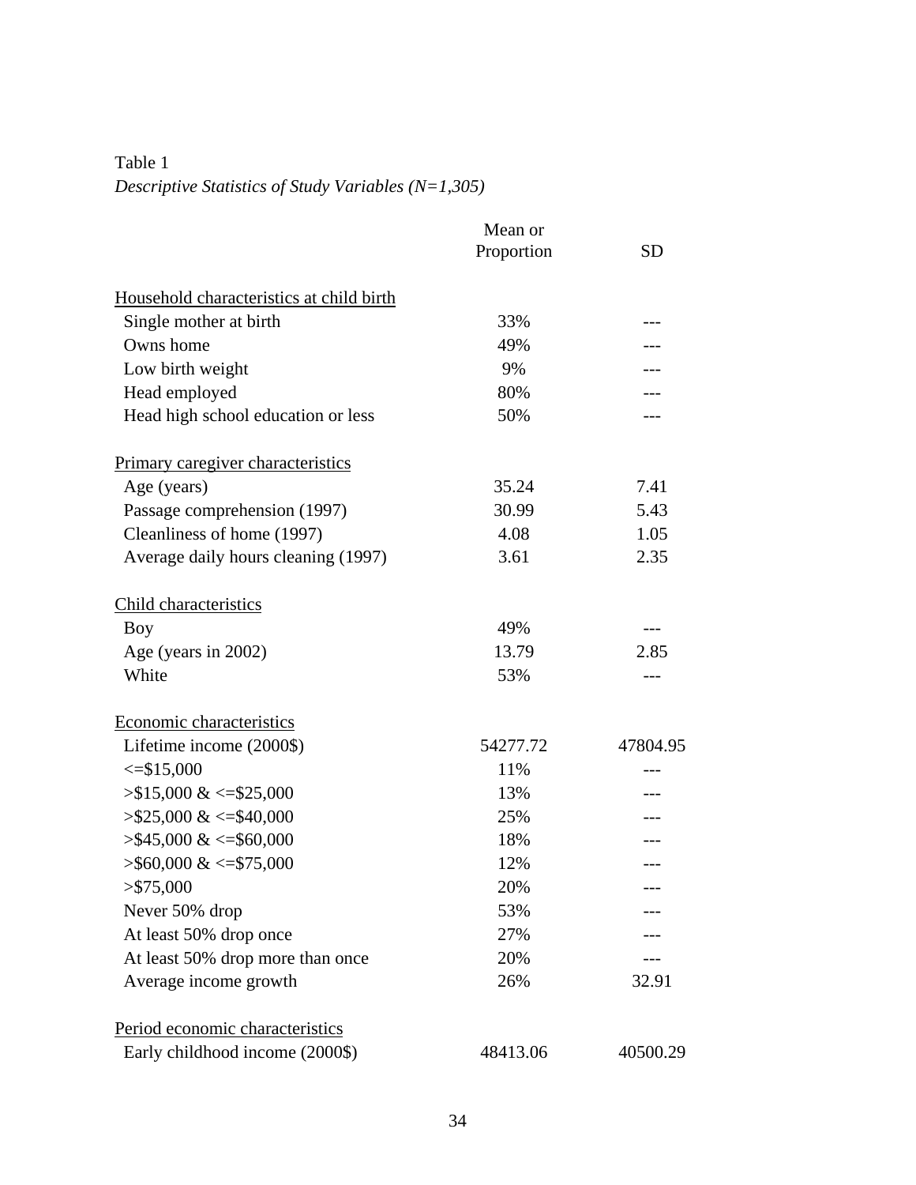Table 1

*Descriptive Statistics of Study Variables (N=1,305)*

| | Mean or Proportion | SD |
|---|---|---|
| Household characteristics at child birth | | |
| Single mother at birth | 33% | --- |
| Owns home | 49% | --- |
| Low birth weight | 9% | --- |
| Head employed | 80% | --- |
| Head high school education or less | 50% | --- |
| Primary caregiver characteristics | | |
| Age (years) | 35.24 | 7.41 |
| Passage comprehension (1997) | 30.99 | 5.43 |
| Cleanliness of home (1997) | 4.08 | 1.05 |
| Average daily hours cleaning (1997) | 3.61 | 2.35 |
| Child characteristics | | |
| Boy | 49% | --- |
| Age (years in 2002) | 13.79 | 2.85 |
| White | 53% | --- |
| Economic characteristics | | |
| Lifetime income (2000$) | 54277.72 | 47804.95 |
| <=$15,000 | 11% | --- |
| >$15,000 & <=$25,000 | 13% | --- |
| >$25,000 & <=$40,000 | 25% | --- |
| >$45,000 & <=$60,000 | 18% | --- |
| >$60,000 & <=$75,000 | 12% | --- |
| >$75,000 | 20% | --- |
| Never 50% drop | 53% | --- |
| At least 50% drop once | 27% | --- |
| At least 50% drop more than once | 20% | --- |
| Average income growth | 26% | 32.91 |
| Period economic characteristics | | |
| Early childhood income (2000$) | 48413.06 | 40500.29 |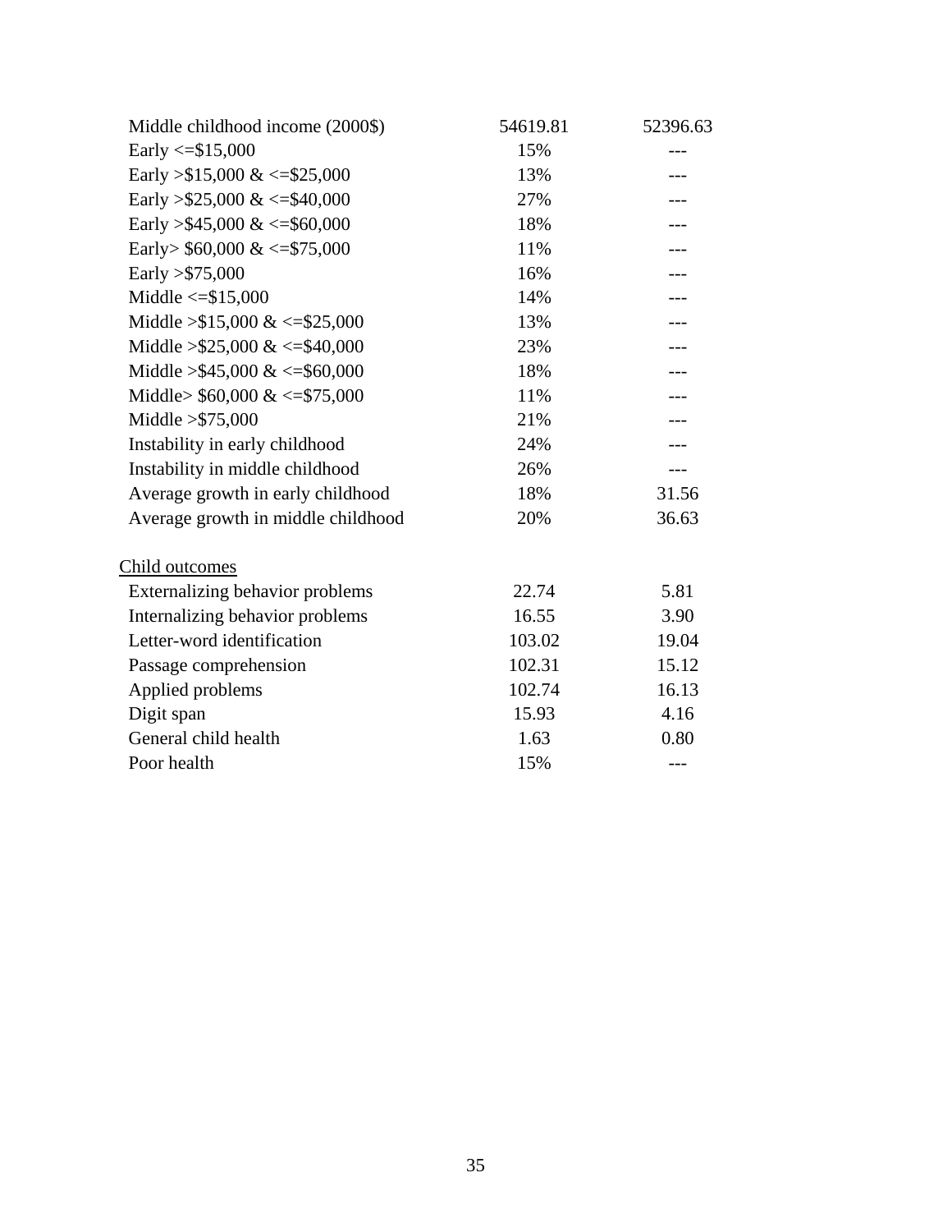| | | |
|---|---|---|
| Middle childhood income (2000$) | 54619.81 | 52396.63 |
| Early <=$15,000 | 15% | --- |
| Early >$15,000 & <=$25,000 | 13% | --- |
| Early >$25,000 & <=$40,000 | 27% | --- |
| Early >$45,000 & <=$60,000 | 18% | --- |
| Early> $60,000 & <=$75,000 | 11% | --- |
| Early >$75,000 | 16% | --- |
| Middle <=$15,000 | 14% | --- |
| Middle >$15,000 & <=$25,000 | 13% | --- |
| Middle >$25,000 & <=$40,000 | 23% | --- |
| Middle >$45,000 & <=$60,000 | 18% | --- |
| Middle> $60,000 & <=$75,000 | 11% | --- |
| Middle >$75,000 | 21% | --- |
| Instability in early childhood | 24% | --- |
| Instability in middle childhood | 26% | --- |
| Average growth in early childhood | 18% | 31.56 |
| Average growth in middle childhood | 20% | 36.63 |
| | | |
| Child outcomes | | |
| Externalizing behavior problems | 22.74 | 5.81 |
| Internalizing behavior problems | 16.55 | 3.90 |
| Letter-word identification | 103.02 | 19.04 |
| Passage comprehension | 102.31 | 15.12 |
| Applied problems | 102.74 | 16.13 |
| Digit span | 15.93 | 4.16 |
| General child health | 1.63 | 0.80 |
| Poor health | 15% | --- |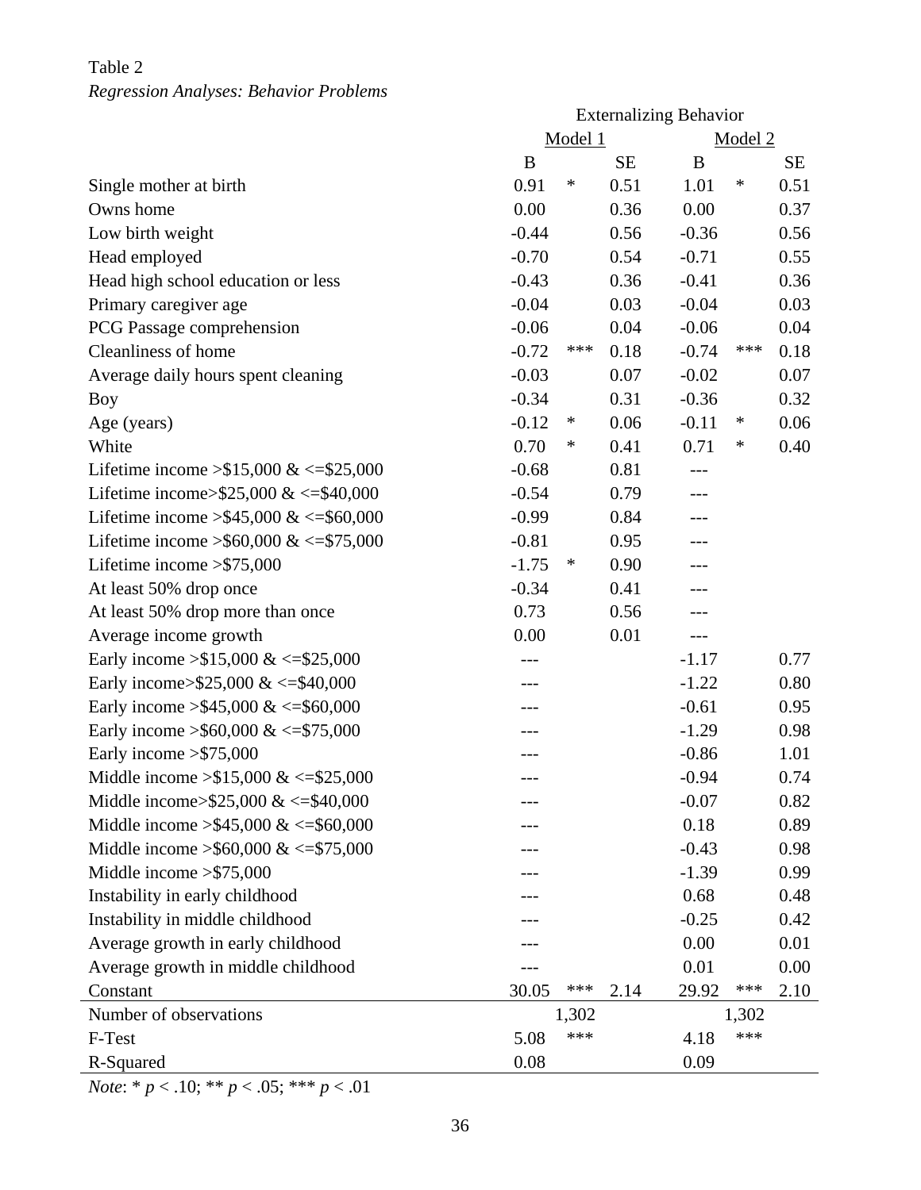Table 2

*Regression Analyses: Behavior Problems*

| | Externalizing Behavior | | | | | |
|---|---|---|---|---|---|---|
| | Model 1 | | | Model 2 | | |
| | B | | SE | B | | SE |
| Single mother at birth | 0.91 | * | 0.51 | 1.01 | * | 0.51 |
| Owns home | 0.00 | | 0.36 | 0.00 | | 0.37 |
| Low birth weight | -0.44 | | 0.56 | -0.36 | | 0.56 |
| Head employed | -0.70 | | 0.54 | -0.71 | | 0.55 |
| Head high school education or less | -0.43 | | 0.36 | -0.41 | | 0.36 |
| Primary caregiver age | -0.04 | | 0.03 | -0.04 | | 0.03 |
| PCG Passage comprehension | -0.06 | | 0.04 | -0.06 | | 0.04 |
| Cleanliness of home | -0.72 | *** | 0.18 | -0.74 | *** | 0.18 |
| Average daily hours spent cleaning | -0.03 | | 0.07 | -0.02 | | 0.07 |
| Boy | -0.34 | | 0.31 | -0.36 | | 0.32 |
| Age (years) | -0.12 | * | 0.06 | -0.11 | * | 0.06 |
| White | 0.70 | * | 0.41 | 0.71 | * | 0.40 |
| Lifetime income >$15,000 & <=$25,000 | -0.68 | | 0.81 | --- | | |
| Lifetime income>$25,000 & <=$40,000 | -0.54 | | 0.79 | --- | | |
| Lifetime income >$45,000 & <=$60,000 | -0.99 | | 0.84 | --- | | |
| Lifetime income >$60,000 & <=$75,000 | -0.81 | | 0.95 | --- | | |
| Lifetime income >$75,000 | -1.75 | * | 0.90 | --- | | |
| At least 50% drop once | -0.34 | | 0.41 | --- | | |
| At least 50% drop more than once | 0.73 | | 0.56 | --- | | |
| Average income growth | 0.00 | | 0.01 | --- | | |
| Early income >$15,000 & <=$25,000 | --- | | | -1.17 | | 0.77 |
| Early income>$25,000 & <=$40,000 | --- | | | -1.22 | | 0.80 |
| Early income >$45,000 & <=$60,000 | --- | | | -0.61 | | 0.95 |
| Early income >$60,000 & <=$75,000 | --- | | | -1.29 | | 0.98 |
| Early income >$75,000 | --- | | | -0.86 | | 1.01 |
| Middle income >$15,000 & <=$25,000 | --- | | | -0.94 | | 0.74 |
| Middle income>$25,000 & <=$40,000 | --- | | | -0.07 | | 0.82 |
| Middle income >$45,000 & <=$60,000 | --- | | | 0.18 | | 0.89 |
| Middle income >$60,000 & <=$75,000 | --- | | | -0.43 | | 0.98 |
| Middle income >$75,000 | --- | | | -1.39 | | 0.99 |
| Instability in early childhood | --- | | | 0.68 | | 0.48 |
| Instability in middle childhood | --- | | | -0.25 | | 0.42 |
| Average growth in early childhood | --- | | | 0.00 | | 0.01 |
| Average growth in middle childhood | --- | | | 0.01 | | 0.00 |
| Constant | 30.05 | *** | 2.14 | 29.92 | *** | 2.10 |
| Number of observations | | 1,302 | | | 1,302 | |
| F-Test | 5.08 | *** | | 4.18 | *** | |
| R-Squared | 0.08 | | | 0.09 | | |

*Note*: * $p < .10$; ** $p < .05$; *** $p < .01$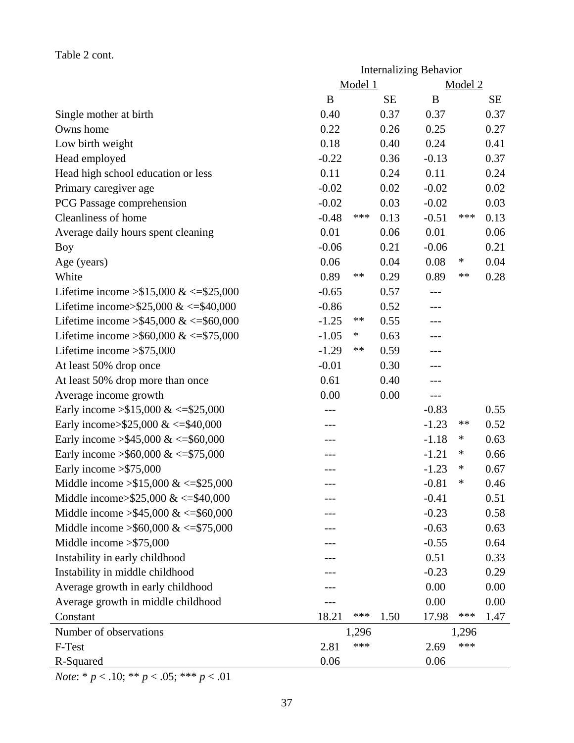Table 2 cont.

| | Internalizing Behavior | | | | | |
|---|---|---|---|---|---|---|
| | Model 1 | | | Model 2 | | |
| | B | | SE | B | | SE |
| Single mother at birth | 0.40 | | 0.37 | 0.37 | | 0.37 |
| Owns home | 0.22 | | 0.26 | 0.25 | | 0.27 |
| Low birth weight | 0.18 | | 0.40 | 0.24 | | 0.41 |
| Head employed | -0.22 | | 0.36 | -0.13 | | 0.37 |
| Head high school education or less | 0.11 | | 0.24 | 0.11 | | 0.24 |
| Primary caregiver age | -0.02 | | 0.02 | -0.02 | | 0.02 |
| PCG Passage comprehension | -0.02 | | 0.03 | -0.02 | | 0.03 |
| Cleanliness of home | -0.48 | *** | 0.13 | -0.51 | *** | 0.13 |
| Average daily hours spent cleaning | 0.01 | | 0.06 | 0.01 | | 0.06 |
| Boy | -0.06 | | 0.21 | -0.06 | | 0.21 |
| Age (years) | 0.06 | | 0.04 | 0.08 | * | 0.04 |
| White | 0.89 | ** | 0.29 | 0.89 | ** | 0.28 |
| Lifetime income >$15,000 & <=$25,000 | -0.65 | | 0.57 | --- | | |
| Lifetime income>$25,000 & <=$40,000 | -0.86 | | 0.52 | --- | | |
| Lifetime income >$45,000 & <=$60,000 | -1.25 | ** | 0.55 | --- | | |
| Lifetime income >$60,000 & <=$75,000 | -1.05 | * | 0.63 | --- | | |
| Lifetime income >$75,000 | -1.29 | ** | 0.59 | --- | | |
| At least 50% drop once | -0.01 | | 0.30 | --- | | |
| At least 50% drop more than once | 0.61 | | 0.40 | --- | | |
| Average income growth | 0.00 | | 0.00 | --- | | |
| Early income >$15,000 & <=$25,000 | --- | | | -0.83 | | 0.55 |
| Early income>$25,000 & <=$40,000 | --- | | | -1.23 | ** | 0.52 |
| Early income >$45,000 & <=$60,000 | --- | | | -1.18 | * | 0.63 |
| Early income >$60,000 & <=$75,000 | --- | | | -1.21 | * | 0.66 |
| Early income >$75,000 | --- | | | -1.23 | * | 0.67 |
| Middle income >$15,000 & <=$25,000 | --- | | | -0.81 | * | 0.46 |
| Middle income>$25,000 & <=$40,000 | --- | | | -0.41 | | 0.51 |
| Middle income >$45,000 & <=$60,000 | --- | | | -0.23 | | 0.58 |
| Middle income >$60,000 & <=$75,000 | --- | | | -0.63 | | 0.63 |
| Middle income >$75,000 | --- | | | -0.55 | | 0.64 |
| Instability in early childhood | --- | | | 0.51 | | 0.33 |
| Instability in middle childhood | --- | | | -0.23 | | 0.29 |
| Average growth in early childhood | --- | | | 0.00 | | 0.00 |
| Average growth in middle childhood | --- | | | 0.00 | | 0.00 |
| Constant | 18.21 | *** | 1.50 | 17.98 | *** | 1.47 |
| Number of observations | | 1,296 | | | 1,296 | |
| F-Test | 2.81 | *** | | 2.69 | *** | |
| R-Squared | 0.06 | | | 0.06 | | |

*Note*: * $p < .10$; ** $p < .05$; *** $p < .01$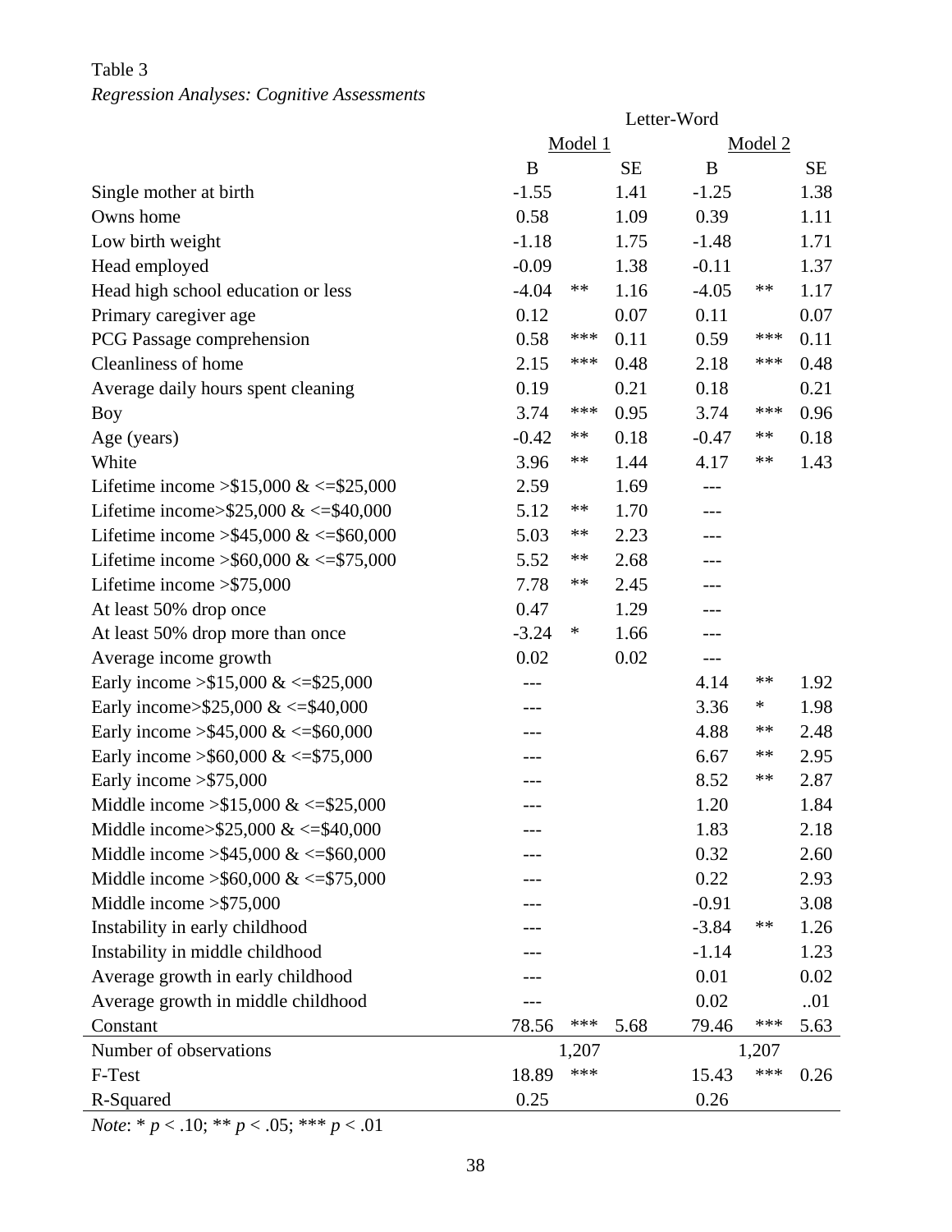Table 3

*Regression Analyses: Cognitive Assessments*

| | Letter-Word | | | | | |
|---|---|---|---|---|---|---|
| | Model 1 | | | Model 2 | | |
| | B | | SE | B | | SE |
| Single mother at birth | -1.55 | | 1.41 | -1.25 | | 1.38 |
| Owns home | 0.58 | | 1.09 | 0.39 | | 1.11 |
| Low birth weight | -1.18 | | 1.75 | -1.48 | | 1.71 |
| Head employed | -0.09 | | 1.38 | -0.11 | | 1.37 |
| Head high school education or less | -4.04 | ** | 1.16 | -4.05 | ** | 1.17 |
| Primary caregiver age | 0.12 | | 0.07 | 0.11 | | 0.07 |
| PCG Passage comprehension | 0.58 | *** | 0.11 | 0.59 | *** | 0.11 |
| Cleanliness of home | 2.15 | *** | 0.48 | 2.18 | *** | 0.48 |
| Average daily hours spent cleaning | 0.19 | | 0.21 | 0.18 | | 0.21 |
| Boy | 3.74 | *** | 0.95 | 3.74 | *** | 0.96 |
| Age (years) | -0.42 | ** | 0.18 | -0.47 | ** | 0.18 |
| White | 3.96 | ** | 1.44 | 4.17 | ** | 1.43 |
| Lifetime income >$15,000 & <=$25,000 | 2.59 | | 1.69 | --- | | |
| Lifetime income>$25,000 & <=$40,000 | 5.12 | ** | 1.70 | --- | | |
| Lifetime income >$45,000 & <=$60,000 | 5.03 | ** | 2.23 | --- | | |
| Lifetime income >$60,000 & <=$75,000 | 5.52 | ** | 2.68 | --- | | |
| Lifetime income >$75,000 | 7.78 | ** | 2.45 | --- | | |
| At least 50% drop once | 0.47 | | 1.29 | --- | | |
| At least 50% drop more than once | -3.24 | * | 1.66 | --- | | |
| Average income growth | 0.02 | | 0.02 | --- | | |
| Early income >$15,000 & <=$25,000 | --- | | | 4.14 | ** | 1.92 |
| Early income>$25,000 & <=$40,000 | --- | | | 3.36 | * | 1.98 |
| Early income >$45,000 & <=$60,000 | --- | | | 4.88 | ** | 2.48 |
| Early income >$60,000 & <=$75,000 | --- | | | 6.67 | ** | 2.95 |
| Early income >$75,000 | --- | | | 8.52 | ** | 2.87 |
| Middle income >$15,000 & <=$25,000 | --- | | | 1.20 | | 1.84 |
| Middle income>$25,000 & <=$40,000 | --- | | | 1.83 | | 2.18 |
| Middle income >$45,000 & <=$60,000 | --- | | | 0.32 | | 2.60 |
| Middle income >$60,000 & <=$75,000 | --- | | | 0.22 | | 2.93 |
| Middle income >$75,000 | --- | | | -0.91 | | 3.08 |
| Instability in early childhood | --- | | | -3.84 | ** | 1.26 |
| Instability in middle childhood | --- | | | -1.14 | | 1.23 |
| Average growth in early childhood | --- | | | 0.01 | | 0.02 |
| Average growth in middle childhood | --- | | | 0.02 | | ..01 |
| Constant | 78.56 | *** | 5.68 | 79.46 | *** | 5.63 |
| Number of observations | | 1,207 | | | 1,207 | |
| F-Test | 18.89 | *** | | 15.43 | *** | 0.26 |
| R-Squared | 0.25 | | | 0.26 | | |

*Note*: * $p < .10$; ** $p < .05$; *** $p < .01$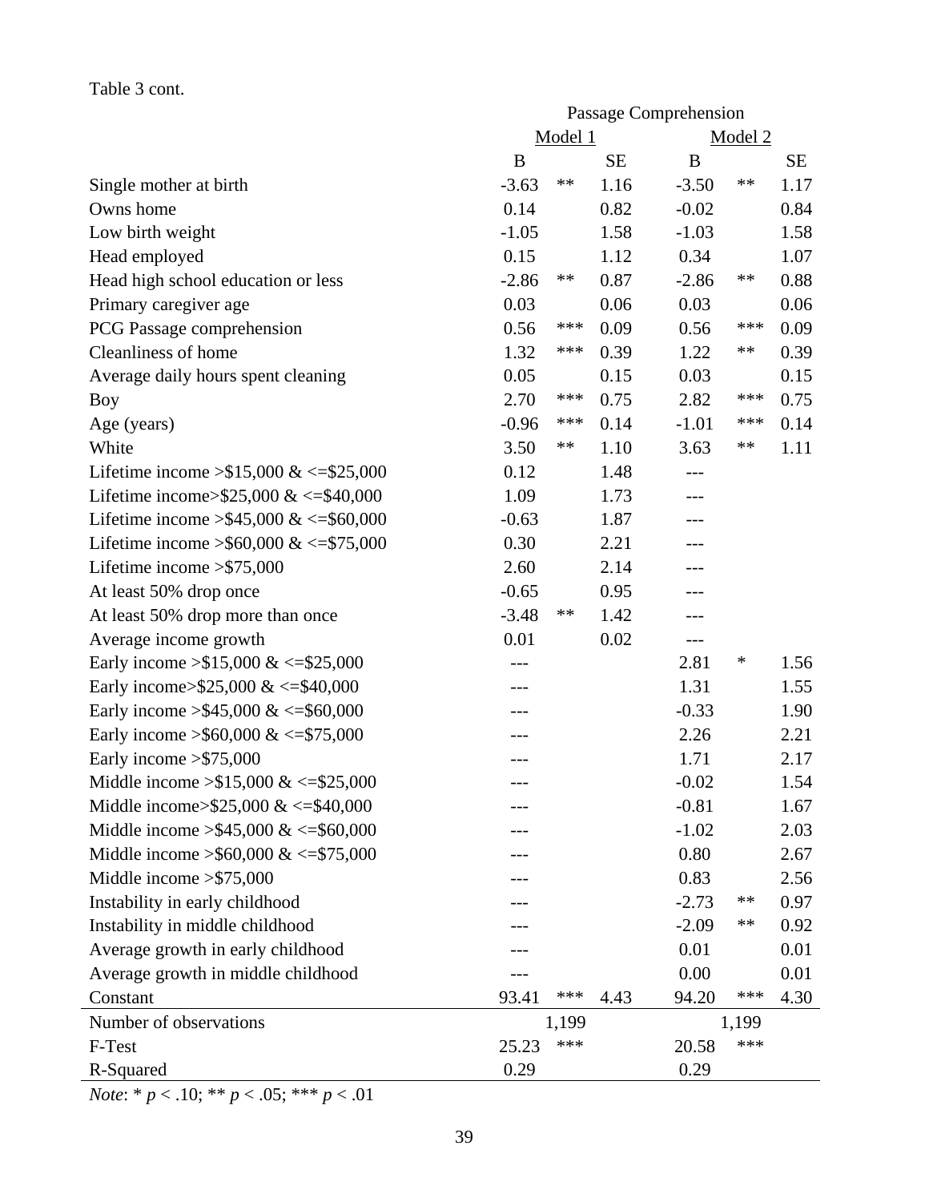Table 3 cont.

| | Passage Comprehension | | | | | |
|---|---|---|---|---|---|---|
| | Model 1 | | | Model 2 | | |
| | B | | SE | B | | SE |
| Single mother at birth | -3.63 | ** | 1.16 | -3.50 | ** | 1.17 |
| Owns home | 0.14 | | 0.82 | -0.02 | | 0.84 |
| Low birth weight | -1.05 | | 1.58 | -1.03 | | 1.58 |
| Head employed | 0.15 | | 1.12 | 0.34 | | 1.07 |
| Head high school education or less | -2.86 | ** | 0.87 | -2.86 | ** | 0.88 |
| Primary caregiver age | 0.03 | | 0.06 | 0.03 | | 0.06 |
| PCG Passage comprehension | 0.56 | *** | 0.09 | 0.56 | *** | 0.09 |
| Cleanliness of home | 1.32 | *** | 0.39 | 1.22 | ** | 0.39 |
| Average daily hours spent cleaning | 0.05 | | 0.15 | 0.03 | | 0.15 |
| Boy | 2.70 | *** | 0.75 | 2.82 | *** | 0.75 |
| Age (years) | -0.96 | *** | 0.14 | -1.01 | *** | 0.14 |
| White | 3.50 | ** | 1.10 | 3.63 | ** | 1.11 |
| Lifetime income >$15,000 & <=$25,000 | 0.12 | | 1.48 | --- | | |
| Lifetime income>$25,000 & <=$40,000 | 1.09 | | 1.73 | --- | | |
| Lifetime income >$45,000 & <=$60,000 | -0.63 | | 1.87 | --- | | |
| Lifetime income >$60,000 & <=$75,000 | 0.30 | | 2.21 | --- | | |
| Lifetime income >$75,000 | 2.60 | | 2.14 | --- | | |
| At least 50% drop once | -0.65 | | 0.95 | --- | | |
| At least 50% drop more than once | -3.48 | ** | 1.42 | --- | | |
| Average income growth | 0.01 | | 0.02 | --- | | |
| Early income >$15,000 & <=$25,000 | --- | | | 2.81 | * | 1.56 |
| Early income>$25,000 & <=$40,000 | --- | | | 1.31 | | 1.55 |
| Early income >$45,000 & <=$60,000 | --- | | | -0.33 | | 1.90 |
| Early income >$60,000 & <=$75,000 | --- | | | 2.26 | | 2.21 |
| Early income >$75,000 | --- | | | 1.71 | | 2.17 |
| Middle income >$15,000 & <=$25,000 | --- | | | -0.02 | | 1.54 |
| Middle income>$25,000 & <=$40,000 | --- | | | -0.81 | | 1.67 |
| Middle income >$45,000 & <=$60,000 | --- | | | -1.02 | | 2.03 |
| Middle income >$60,000 & <=$75,000 | --- | | | 0.80 | | 2.67 |
| Middle income >$75,000 | --- | | | 0.83 | | 2.56 |
| Instability in early childhood | --- | | | -2.73 | ** | 0.97 |
| Instability in middle childhood | --- | | | -2.09 | ** | 0.92 |
| Average growth in early childhood | --- | | | 0.01 | | 0.01 |
| Average growth in middle childhood | --- | | | 0.00 | | 0.01 |
| Constant | 93.41 | *** | 4.43 | 94.20 | *** | 4.30 |
| Number of observations | 1,199 | | | 1,199 | | |
| F-Test | 25.23 | *** | | 20.58 | *** | |
| R-Squared | 0.29 | | | 0.29 | | |

*Note*: * $p < .10$; ** $p < .05$; *** $p < .01$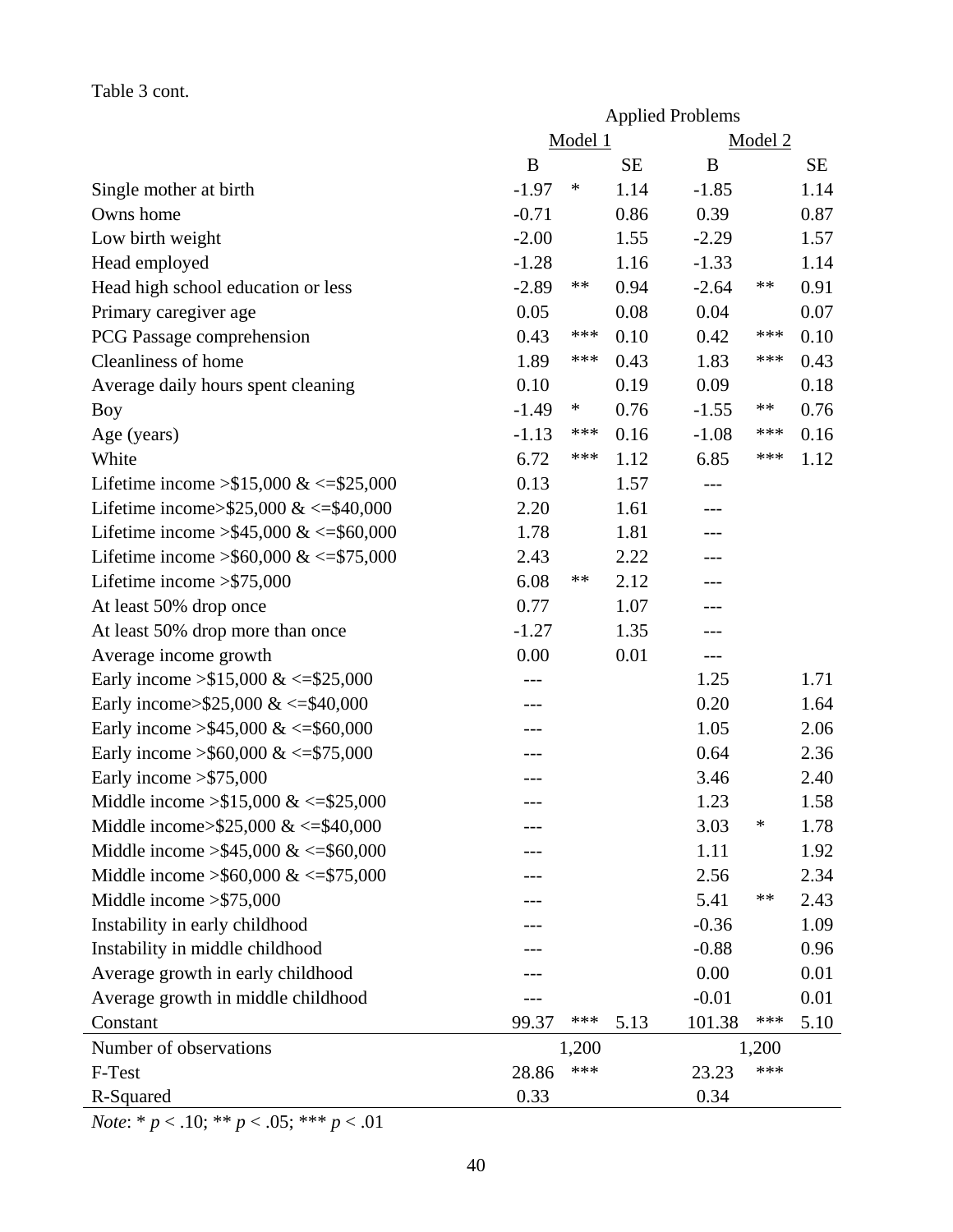Table 3 cont.

| | Applied Problems | | | | | |
|---|---|---|---|---|---|---|
| | Model 1 | | | Model 2 | | |
| | B | | SE | B | | SE |
| Single mother at birth | -1.97 | * | 1.14 | -1.85 | | 1.14 |
| Owns home | -0.71 | | 0.86 | 0.39 | | 0.87 |
| Low birth weight | -2.00 | | 1.55 | -2.29 | | 1.57 |
| Head employed | -1.28 | | 1.16 | -1.33 | | 1.14 |
| Head high school education or less | -2.89 | ** | 0.94 | -2.64 | ** | 0.91 |
| Primary caregiver age | 0.05 | | 0.08 | 0.04 | | 0.07 |
| PCG Passage comprehension | 0.43 | *** | 0.10 | 0.42 | *** | 0.10 |
| Cleanliness of home | 1.89 | *** | 0.43 | 1.83 | *** | 0.43 |
| Average daily hours spent cleaning | 0.10 | | 0.19 | 0.09 | | 0.18 |
| Boy | -1.49 | * | 0.76 | -1.55 | ** | 0.76 |
| Age (years) | -1.13 | *** | 0.16 | -1.08 | *** | 0.16 |
| White | 6.72 | *** | 1.12 | 6.85 | *** | 1.12 |
| Lifetime income >$15,000 & <=$25,000 | 0.13 | | 1.57 | --- | | |
| Lifetime income>$25,000 & <=$40,000 | 2.20 | | 1.61 | --- | | |
| Lifetime income >$45,000 & <=$60,000 | 1.78 | | 1.81 | --- | | |
| Lifetime income >$60,000 & <=$75,000 | 2.43 | | 2.22 | --- | | |
| Lifetime income >$75,000 | 6.08 | ** | 2.12 | --- | | |
| At least 50% drop once | 0.77 | | 1.07 | --- | | |
| At least 50% drop more than once | -1.27 | | 1.35 | --- | | |
| Average income growth | 0.00 | | 0.01 | --- | | |
| Early income >$15,000 & <=$25,000 | --- | | | 1.25 | | 1.71 |
| Early income>$25,000 & <=$40,000 | --- | | | 0.20 | | 1.64 |
| Early income >$45,000 & <=$60,000 | --- | | | 1.05 | | 2.06 |
| Early income >$60,000 & <=$75,000 | --- | | | 0.64 | | 2.36 |
| Early income >$75,000 | --- | | | 3.46 | | 2.40 |
| Middle income >$15,000 & <=$25,000 | --- | | | 1.23 | | 1.58 |
| Middle income>$25,000 & <=$40,000 | --- | | | 3.03 | * | 1.78 |
| Middle income >$45,000 & <=$60,000 | --- | | | 1.11 | | 1.92 |
| Middle income >$60,000 & <=$75,000 | --- | | | 2.56 | | 2.34 |
| Middle income >$75,000 | --- | | | 5.41 | ** | 2.43 |
| Instability in early childhood | --- | | | -0.36 | | 1.09 |
| Instability in middle childhood | --- | | | -0.88 | | 0.96 |
| Average growth in early childhood | --- | | | 0.00 | | 0.01 |
| Average growth in middle childhood | --- | | | -0.01 | | 0.01 |
| Constant | 99.37 | *** | 5.13 | 101.38 | *** | 5.10 |
| Number of observations | 1,200 | | | 1,200 | | |
| F-Test | 28.86 | *** | | 23.23 | *** | |
| R-Squared | 0.33 | | | 0.34 | | |

*Note*: * $p < .10$; ** $p < .05$; *** $p < .01$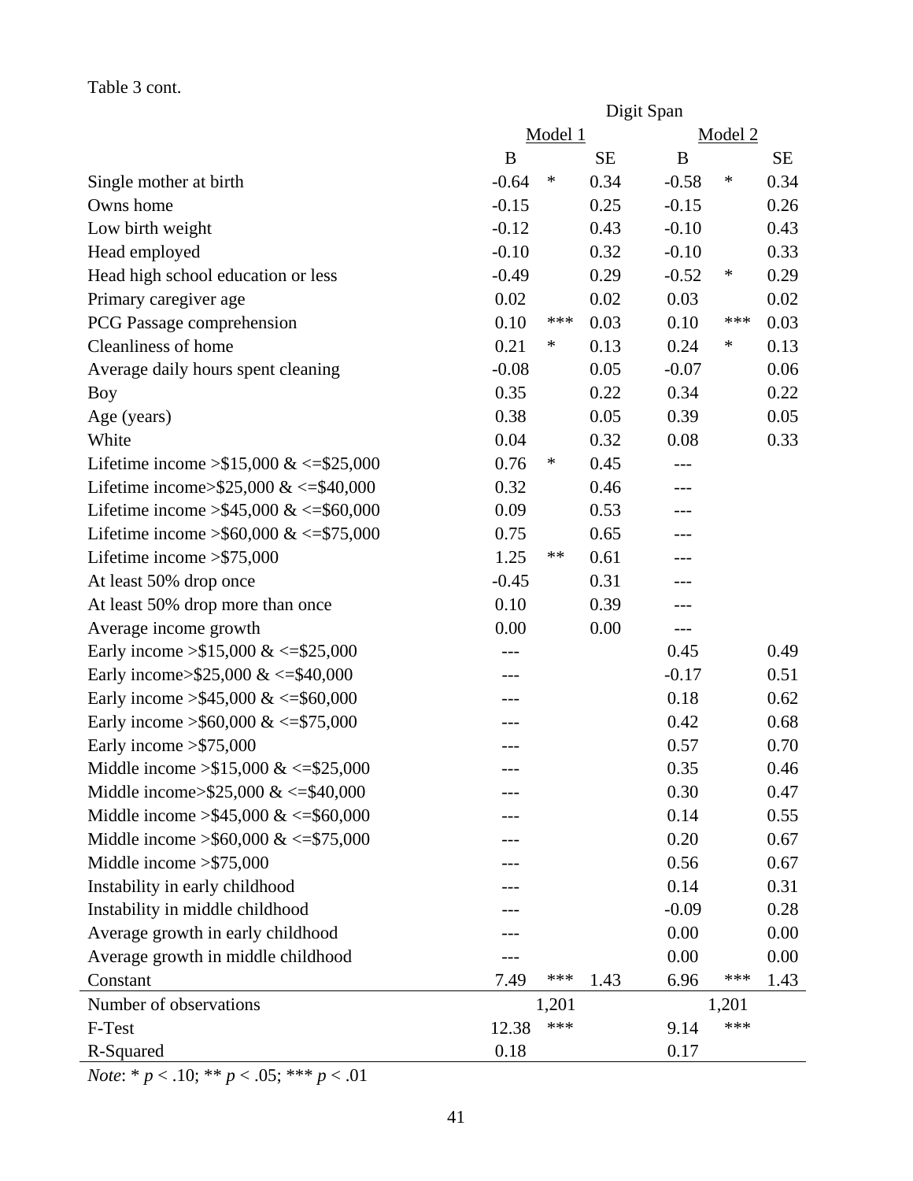Table 3 cont.

| | Digit Span | | | | | |
|---|---|---|---|---|---|---|
| | Model 1 | | | Model 2 | | |
| | B | | SE | B | | SE |
| Single mother at birth | -0.64 | * | 0.34 | -0.58 | * | 0.34 |
| Owns home | -0.15 | | 0.25 | -0.15 | | 0.26 |
| Low birth weight | -0.12 | | 0.43 | -0.10 | | 0.43 |
| Head employed | -0.10 | | 0.32 | -0.10 | | 0.33 |
| Head high school education or less | -0.49 | | 0.29 | -0.52 | * | 0.29 |
| Primary caregiver age | 0.02 | | 0.02 | 0.03 | | 0.02 |
| PCG Passage comprehension | 0.10 | *** | 0.03 | 0.10 | *** | 0.03 |
| Cleanliness of home | 0.21 | * | 0.13 | 0.24 | * | 0.13 |
| Average daily hours spent cleaning | -0.08 | | 0.05 | -0.07 | | 0.06 |
| Boy | 0.35 | | 0.22 | 0.34 | | 0.22 |
| Age (years) | 0.38 | | 0.05 | 0.39 | | 0.05 |
| White | 0.04 | | 0.32 | 0.08 | | 0.33 |
| Lifetime income >$15,000 & <=$25,000 | 0.76 | * | 0.45 | --- | | |
| Lifetime income>$25,000 & <=$40,000 | 0.32 | | 0.46 | --- | | |
| Lifetime income >$45,000 & <=$60,000 | 0.09 | | 0.53 | --- | | |
| Lifetime income >$60,000 & <=$75,000 | 0.75 | | 0.65 | --- | | |
| Lifetime income >$75,000 | 1.25 | ** | 0.61 | --- | | |
| At least 50% drop once | -0.45 | | 0.31 | --- | | |
| At least 50% drop more than once | 0.10 | | 0.39 | --- | | |
| Average income growth | 0.00 | | 0.00 | --- | | |
| Early income >$15,000 & <=$25,000 | --- | | | 0.45 | | 0.49 |
| Early income>$25,000 & <=$40,000 | --- | | | -0.17 | | 0.51 |
| Early income >$45,000 & <=$60,000 | --- | | | 0.18 | | 0.62 |
| Early income >$60,000 & <=$75,000 | --- | | | 0.42 | | 0.68 |
| Early income >$75,000 | --- | | | 0.57 | | 0.70 |
| Middle income >$15,000 & <=$25,000 | --- | | | 0.35 | | 0.46 |
| Middle income>$25,000 & <=$40,000 | --- | | | 0.30 | | 0.47 |
| Middle income >$45,000 & <=$60,000 | --- | | | 0.14 | | 0.55 |
| Middle income >$60,000 & <=$75,000 | --- | | | 0.20 | | 0.67 |
| Middle income >$75,000 | --- | | | 0.56 | | 0.67 |
| Instability in early childhood | --- | | | 0.14 | | 0.31 |
| Instability in middle childhood | --- | | | -0.09 | | 0.28 |
| Average growth in early childhood | --- | | | 0.00 | | 0.00 |
| Average growth in middle childhood | --- | | | 0.00 | | 0.00 |
| Constant | 7.49 | *** | 1.43 | 6.96 | *** | 1.43 |
| Number of observations | 1,201 | | | 1,201 | | |
| F-Test | 12.38 | *** | | 9.14 | *** | |
| R-Squared | 0.18 | | | 0.17 | | |

*Note*: * $p < .10$; ** $p < .05$; *** $p < .01$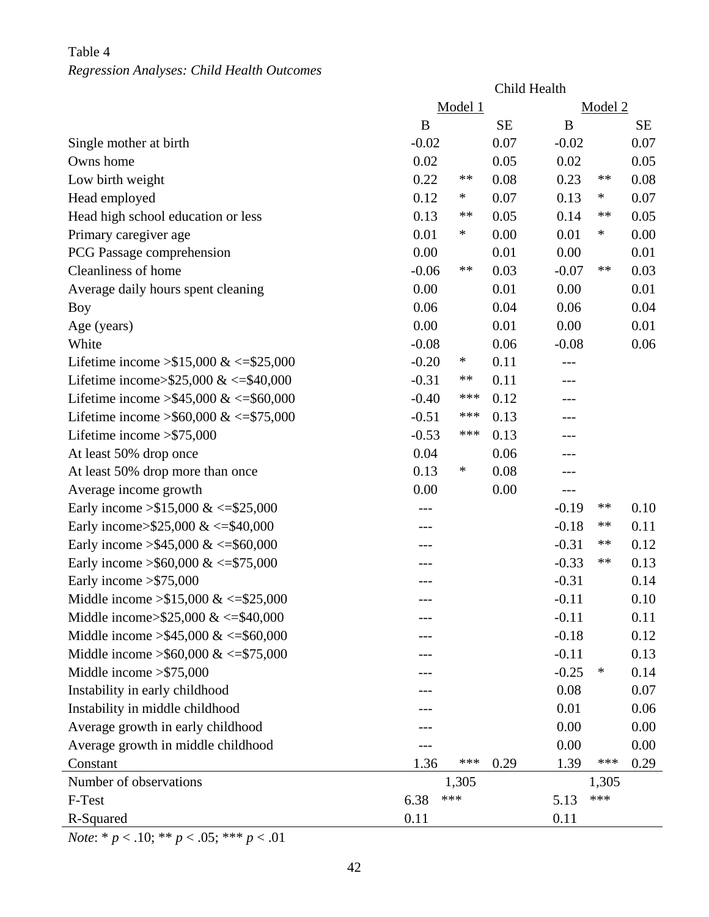Table 4

*Regression Analyses: Child Health Outcomes*

| | Child Health | | | | | |
|---|---|---|---|---|---|---|
| | Model 1 | | | Model 2 | | |
| | B | | SE | B | | SE |
| Single mother at birth | -0.02 | | 0.07 | -0.02 | | 0.07 |
| Owns home | 0.02 | | 0.05 | 0.02 | | 0.05 |
| Low birth weight | 0.22 | ** | 0.08 | 0.23 | ** | 0.08 |
| Head employed | 0.12 | * | 0.07 | 0.13 | * | 0.07 |
| Head high school education or less | 0.13 | ** | 0.05 | 0.14 | ** | 0.05 |
| Primary caregiver age | 0.01 | * | 0.00 | 0.01 | * | 0.00 |
| PCG Passage comprehension | 0.00 | | 0.01 | 0.00 | | 0.01 |
| Cleanliness of home | -0.06 | ** | 0.03 | -0.07 | ** | 0.03 |
| Average daily hours spent cleaning | 0.00 | | 0.01 | 0.00 | | 0.01 |
| Boy | 0.06 | | 0.04 | 0.06 | | 0.04 |
| Age (years) | 0.00 | | 0.01 | 0.00 | | 0.01 |
| White | -0.08 | | 0.06 | -0.08 | | 0.06 |
| Lifetime income >$15,000 & <=$25,000 | -0.20 | * | 0.11 | --- | | |
| Lifetime income>$25,000 & <=$40,000 | -0.31 | ** | 0.11 | --- | | |
| Lifetime income >$45,000 & <=$60,000 | -0.40 | *** | 0.12 | --- | | |
| Lifetime income >$60,000 & <=$75,000 | -0.51 | *** | 0.13 | --- | | |
| Lifetime income >$75,000 | -0.53 | *** | 0.13 | --- | | |
| At least 50% drop once | 0.04 | | 0.06 | --- | | |
| At least 50% drop more than once | 0.13 | * | 0.08 | --- | | |
| Average income growth | 0.00 | | 0.00 | --- | | |
| Early income >$15,000 & <=$25,000 | --- | | | -0.19 | ** | 0.10 |
| Early income>$25,000 & <=$40,000 | --- | | | -0.18 | ** | 0.11 |
| Early income >$45,000 & <=$60,000 | --- | | | -0.31 | ** | 0.12 |
| Early income >$60,000 & <=$75,000 | --- | | | -0.33 | ** | 0.13 |
| Early income >$75,000 | --- | | | -0.31 | | 0.14 |
| Middle income >$15,000 & <=$25,000 | --- | | | -0.11 | | 0.10 |
| Middle income>$25,000 & <=$40,000 | --- | | | -0.11 | | 0.11 |
| Middle income >$45,000 & <=$60,000 | --- | | | -0.18 | | 0.12 |
| Middle income >$60,000 & <=$75,000 | --- | | | -0.11 | | 0.13 |
| Middle income >$75,000 | --- | | | -0.25 | * | 0.14 |
| Instability in early childhood | --- | | | 0.08 | | 0.07 |
| Instability in middle childhood | --- | | | 0.01 | | 0.06 |
| Average growth in early childhood | --- | | | 0.00 | | 0.00 |
| Average growth in middle childhood | --- | | | 0.00 | | 0.00 |
| Constant | 1.36 | *** | 0.29 | 1.39 | *** | 0.29 |
| Number of observations | | 1,305 | | | 1,305 | |
| F-Test | 6.38 | *** | | 5.13 | *** | |
| R-Squared | 0.11 | | | 0.11 | | |

*Note*: * $p < .10$; ** $p < .05$; *** $p < .01$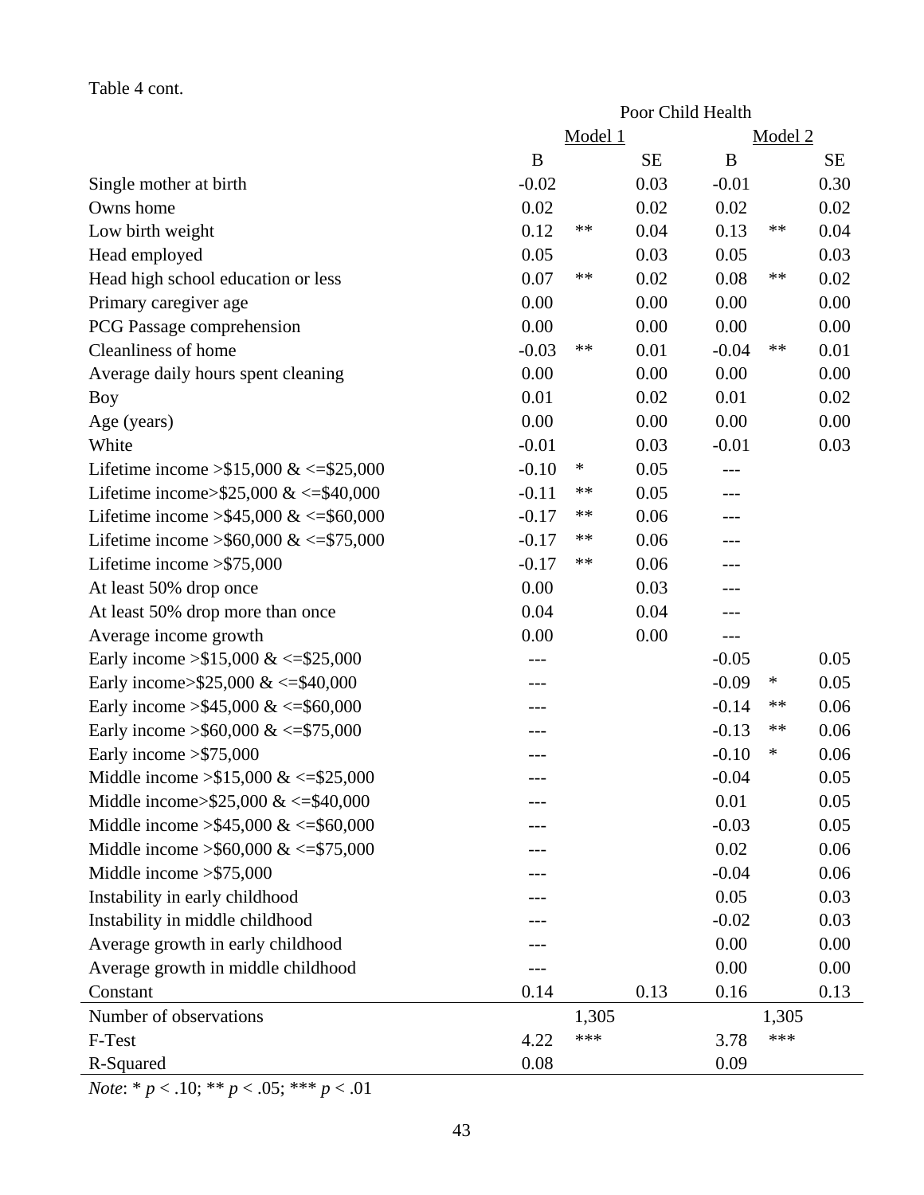Table 4 cont.

| | Poor Child Health | | | | | |
|---|---|---|---|---|---|---|
| | Model 1 | | | Model 2 | | |
| | B | | SE | B | | SE |
| Single mother at birth | -0.02 | | 0.03 | -0.01 | | 0.30 |
| Owns home | 0.02 | | 0.02 | 0.02 | | 0.02 |
| Low birth weight | 0.12 | ** | 0.04 | 0.13 | ** | 0.04 |
| Head employed | 0.05 | | 0.03 | 0.05 | | 0.03 |
| Head high school education or less | 0.07 | ** | 0.02 | 0.08 | ** | 0.02 |
| Primary caregiver age | 0.00 | | 0.00 | 0.00 | | 0.00 |
| PCG Passage comprehension | 0.00 | | 0.00 | 0.00 | | 0.00 |
| Cleanliness of home | -0.03 | ** | 0.01 | -0.04 | ** | 0.01 |
| Average daily hours spent cleaning | 0.00 | | 0.00 | 0.00 | | 0.00 |
| Boy | 0.01 | | 0.02 | 0.01 | | 0.02 |
| Age (years) | 0.00 | | 0.00 | 0.00 | | 0.00 |
| White | -0.01 | | 0.03 | -0.01 | | 0.03 |
| Lifetime income >$15,000 & <=$25,000 | -0.10 | * | 0.05 | --- | | |
| Lifetime income>$25,000 & <=$40,000 | -0.11 | ** | 0.05 | --- | | |
| Lifetime income >$45,000 & <=$60,000 | -0.17 | ** | 0.06 | --- | | |
| Lifetime income >$60,000 & <=$75,000 | -0.17 | ** | 0.06 | --- | | |
| Lifetime income >$75,000 | -0.17 | ** | 0.06 | --- | | |
| At least 50% drop once | 0.00 | | 0.03 | --- | | |
| At least 50% drop more than once | 0.04 | | 0.04 | --- | | |
| Average income growth | 0.00 | | 0.00 | --- | | |
| Early income >$15,000 & <=$25,000 | --- | | | -0.05 | | 0.05 |
| Early income>$25,000 & <=$40,000 | --- | | | -0.09 | * | 0.05 |
| Early income >$45,000 & <=$60,000 | --- | | | -0.14 | ** | 0.06 |
| Early income >$60,000 & <=$75,000 | --- | | | -0.13 | ** | 0.06 |
| Early income >$75,000 | --- | | | -0.10 | * | 0.06 |
| Middle income >$15,000 & <=$25,000 | --- | | | -0.04 | | 0.05 |
| Middle income>$25,000 & <=$40,000 | --- | | | 0.01 | | 0.05 |
| Middle income >$45,000 & <=$60,000 | --- | | | -0.03 | | 0.05 |
| Middle income >$60,000 & <=$75,000 | --- | | | 0.02 | | 0.06 |
| Middle income >$75,000 | --- | | | -0.04 | | 0.06 |
| Instability in early childhood | --- | | | 0.05 | | 0.03 |
| Instability in middle childhood | --- | | | -0.02 | | 0.03 |
| Average growth in early childhood | --- | | | 0.00 | | 0.00 |
| Average growth in middle childhood | --- | | | 0.00 | | 0.00 |
| Constant | 0.14 | | 0.13 | 0.16 | | 0.13 |
| Number of observations | | 1,305 | | | 1,305 | |
| F-Test | 4.22 | *** | | 3.78 | *** | |
| R-Squared | 0.08 | | | 0.09 | | |

*Note*: * $p < .10$; ** $p < .05$; *** $p < .01$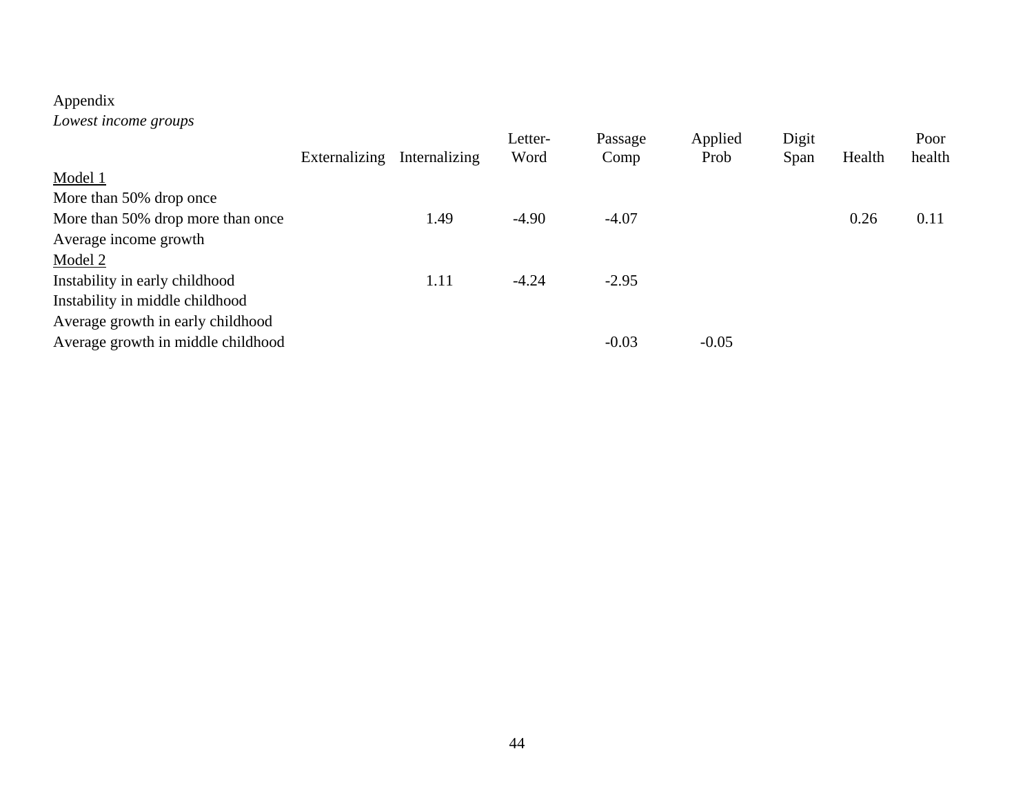Appendix

*Lowest income groups*

| | Externalizing | Internalizing | Letter-Word | Passage Comp | Applied Prob | Digit Span | Health | Poor health |
|---|---|---|---|---|---|---|---|---|
| <u>Model 1</u> | | | | | | | | |
| More than 50% drop once | | | | | | | | |
| More than 50% drop more than once | | 1.49 | -4.90 | -4.07 | | | 0.26 | 0.11 |
| Average income growth | | | | | | | | |
| <u>Model 2</u> | | | | | | | | |
| Instability in early childhood | | 1.11 | -4.24 | -2.95 | | | | |
| Instability in middle childhood | | | | | | | | |
| Average growth in early childhood | | | | | | | | |
| Average growth in middle childhood | | | | -0.03 | -0.05 | | | |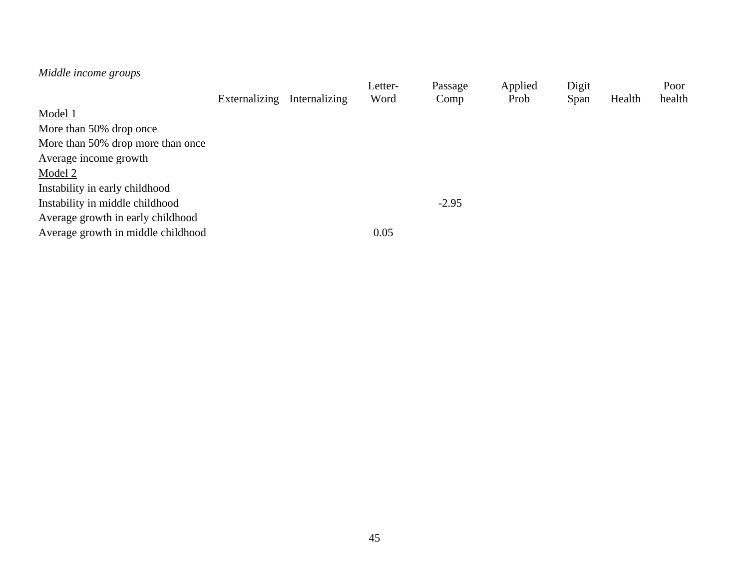*Middle income groups*

| | Externalizing | Internalizing | Letter-Word | Passage Comp | Applied Prob | Digit Span | Health | Poor health |
|---|---|---|---|---|---|---|---|---|
| <u>Model 1</u> | | | | | | | | |
| More than 50% drop once | | | | | | | | |
| More than 50% drop more than once | | | | | | | | |
| Average income growth | | | | | | | | |
| <u>Model 2</u> | | | | | | | | |
| Instability in early childhood | | | | | | | | |
| Instability in middle childhood | | | | -2.95 | | | | |
| Average growth in early childhood | | | | | | | | |
| Average growth in middle childhood | | | 0.05 | | | | | |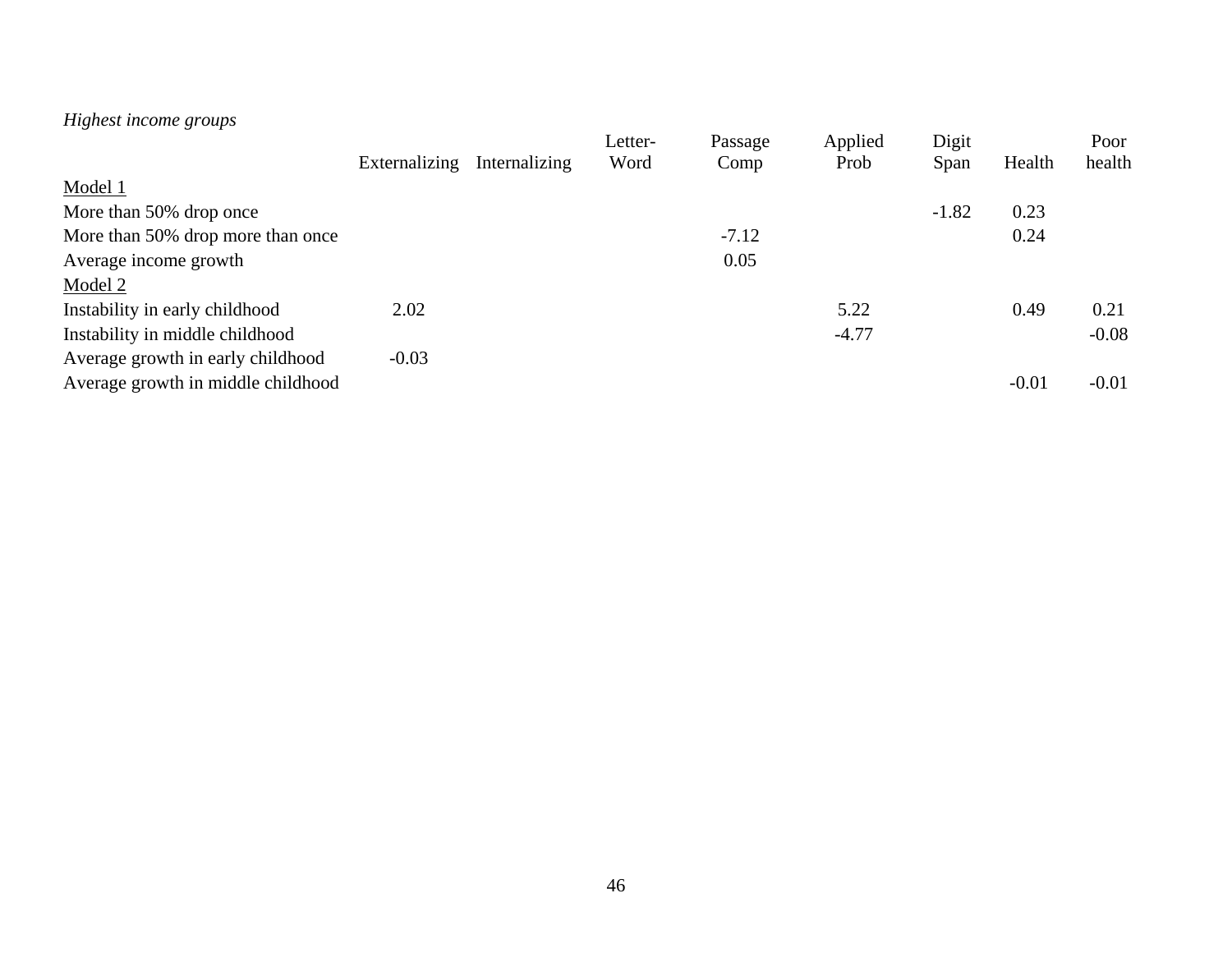*Highest income groups*

| | Externalizing | Internalizing | Letter-Word | Passage Comp | Applied Prob | Digit Span | Health | Poor health |
|---|---|---|---|---|---|---|---|---|
| Model 1 | | | | | | | | |
| More than 50% drop once | | | | | | -1.82 | 0.23 | |
| More than 50% drop more than once | | | | -7.12 | | | 0.24 | |
| Average income growth | | | | 0.05 | | | | |
| Model 2 | | | | | | | | |
| Instability in early childhood | 2.02 | | | | 5.22 | | 0.49 | 0.21 |
| Instability in middle childhood | | | | | -4.77 | | | -0.08 |
| Average growth in early childhood | -0.03 | | | | | | | |
| Average growth in middle childhood | | | | | | | -0.01 | -0.01 |